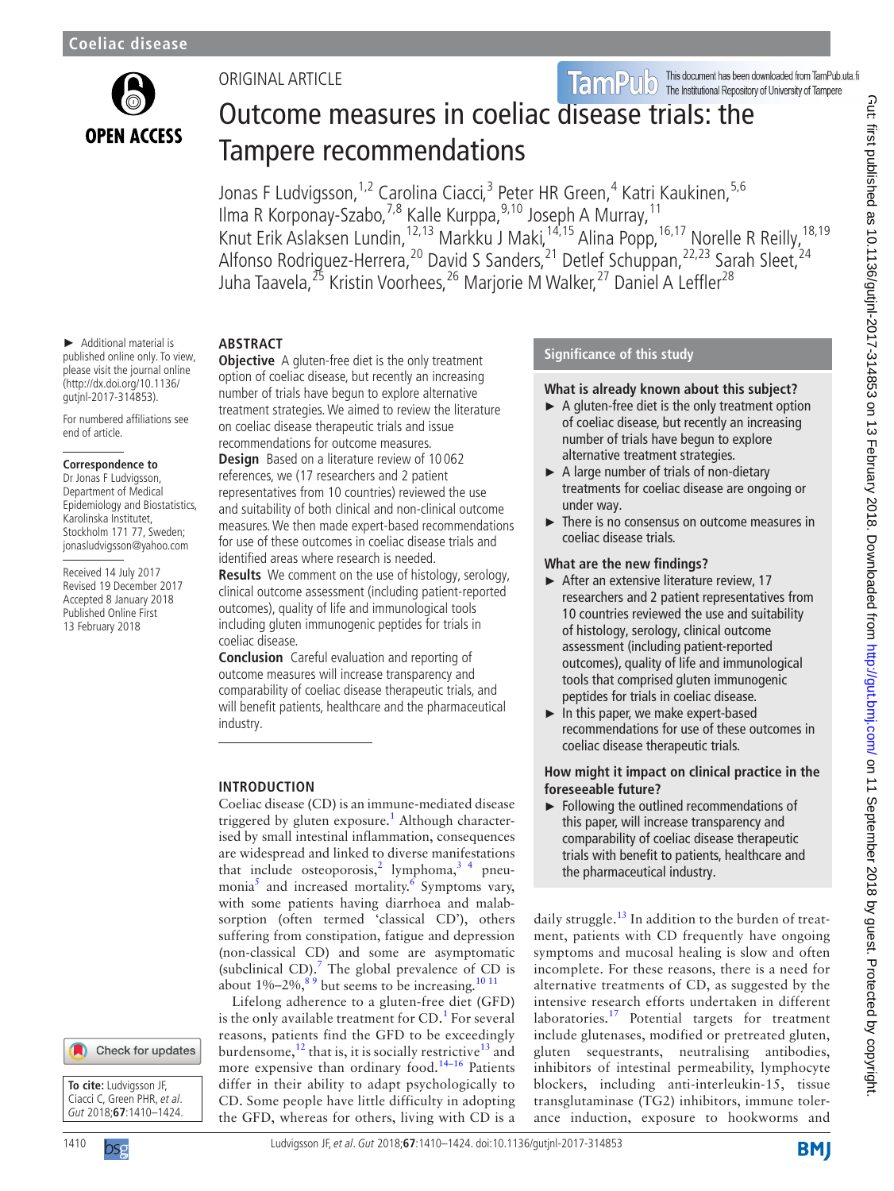ORIGINAL ARTICLE

# Outcome measures in coeliac disease trials: the Tampere recommendations

Jonas F Ludvigsson,[1,2] Carolina Ciacci,[3] Peter HR Green,[4] Katri Kaukinen,[5,6] Ilma R Korponay-Szabo,[7,8] Kalle Kurppa,[9,10] Joseph A Murray,[11] Knut Erik Aslaksen Lundin,[12,13] Markku J Maki,[14,15] Alina Popp,[16,17] Norelle R Reilly,[18,19] Alfonso Rodriguez-Herrera,[20] David S Sanders,[21] Detlef Schuppan,[22,23] Sarah Sleet,[24] Juha Taavela,[25] Kristin Voorhees,[26] Marjorie M Walker,[27] Daniel A Leffler[28]

► Additional material is published online only. To view, please visit the journal online (http://dx.doi.org/10.1136/gutjnl-2017-314853).

For numbered affiliations see end of article.

**Correspondence to**
Dr Jonas F Ludvigsson, Department of Medical Epidemiology and Biostatistics, Karolinska Institutet, Stockholm 171 77, Sweden; jonasludvigsson@yahoo.com

Received 14 July 2017
Revised 19 December 2017
Accepted 8 January 2018
Published Online First 13 February 2018

## ABSTRACT

**Objective** A gluten-free diet is the only treatment option of coeliac disease, but recently an increasing number of trials have begun to explore alternative treatment strategies. We aimed to review the literature on coeliac disease therapeutic trials and issue recommendations for outcome measures.

**Design** Based on a literature review of 10 062 references, we (17 researchers and 2 patient representatives from 10 countries) reviewed the use and suitability of both clinical and non-clinical outcome measures. We then made expert-based recommendations for use of these outcomes in coeliac disease trials and identified areas where research is needed.

**Results** We comment on the use of histology, serology, clinical outcome assessment (including patient-reported outcomes), quality of life and immunological tools including gluten immunogenic peptides for trials in coeliac disease.

**Conclusion** Careful evaluation and reporting of outcome measures will increase transparency and comparability of coeliac disease therapeutic trials, and will benefit patients, healthcare and the pharmaceutical industry.

## Significance of this study

### What is already known about this subject?

- A gluten-free diet is the only treatment option of coeliac disease, but recently an increasing number of trials have begun to explore alternative treatment strategies.
- A large number of trials of non-dietary treatments for coeliac disease are ongoing or under way.
- There is no consensus on outcome measures in coeliac disease trials.

### What are the new findings?

- After an extensive literature review, 17 researchers and 2 patient representatives from 10 countries reviewed the use and suitability of histology, serology, clinical outcome assessment (including patient-reported outcomes), quality of life and immunological tools that comprised gluten immunogenic peptides for trials in coeliac disease.
- In this paper, we make expert-based recommendations for use of these outcomes in coeliac disease therapeutic trials.

### How might it impact on clinical practice in the foreseeable future?

- Following the outlined recommendations of this paper, will increase transparency and comparability of coeliac disease therapeutic trials with benefit to patients, healthcare and the pharmaceutical industry.

## INTRODUCTION

Coeliac disease (CD) is an immune-mediated disease triggered by gluten exposure.[1] Although characterised by small intestinal inflammation, consequences are widespread and linked to diverse manifestations that include osteoporosis,[2] lymphoma,[3 4] pneumonia[5] and increased mortality.[6] Symptoms vary, with some patients having diarrhoea and malabsorption (often termed 'classical CD'), others suffering from constipation, fatigue and depression (non-classical CD) and some are asymptomatic (subclinical CD).[7] The global prevalence of CD is about 1%–2%,[8 9] but seems to be increasing.[10 11]

Lifelong adherence to a gluten-free diet (GFD) is the only available treatment for CD.[1] For several reasons, patients find the GFD to be exceedingly burdensome,[12] that is, it is socially restrictive[13] and more expensive than ordinary food.[14–16] Patients differ in their ability to adapt psychologically to CD. Some people have little difficulty in adopting the GFD, whereas for others, living with CD is a daily struggle.[13] In addition to the burden of treatment, patients with CD frequently have ongoing symptoms and mucosal healing is slow and often incomplete. For these reasons, there is a need for alternative treatments of CD, as suggested by the intensive research efforts undertaken in different laboratories.[17] Potential targets for treatment include glutenases, modified or pretreated gluten, gluten sequestrants, neutralising antibodies, inhibitors of intestinal permeability, lymphocyte blockers, including anti-interleukin-15, tissue transglutaminase (TG2) inhibitors, immune tolerance induction, exposure to hookworms and

**To cite:** Ludvigsson JF, Ciacci C, Green PHR, *et al*. *Gut* 2018;**67**:1410–1424.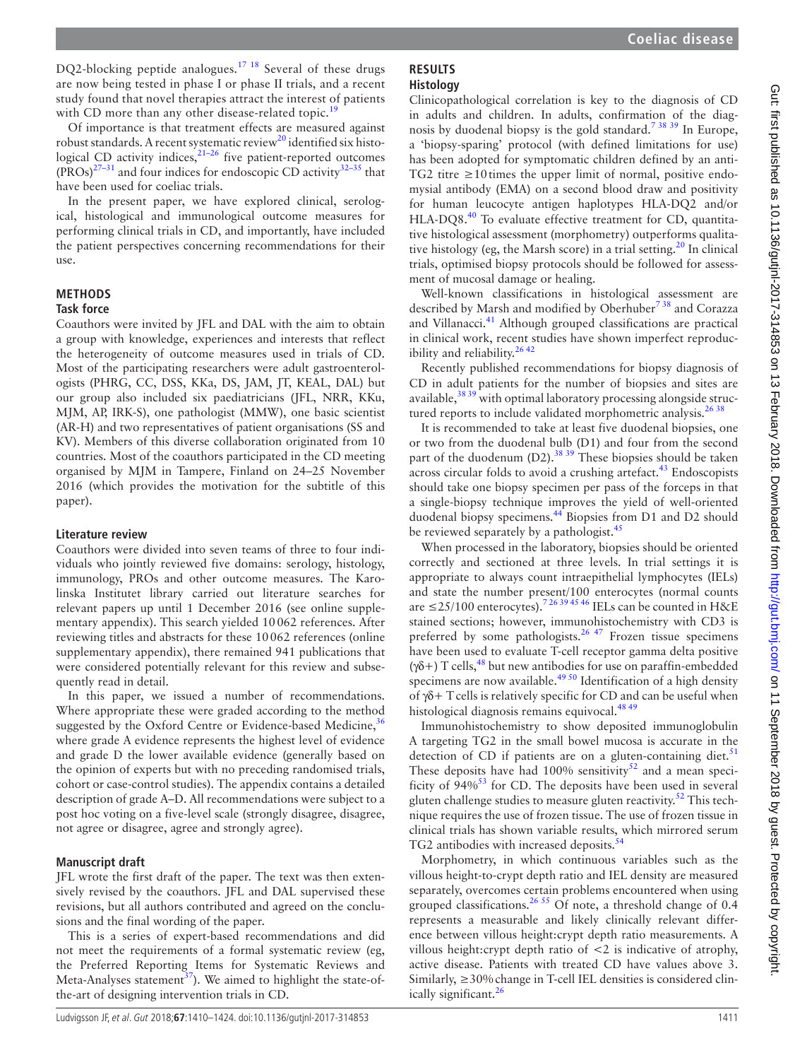DQ2-blocking peptide analogues.[17,18] Several of these drugs are now being tested in phase I or phase II trials, and a recent study found that novel therapies attract the interest of patients with CD more than any other disease-related topic.[19]

Of importance is that treatment effects are measured against robust standards. A recent systematic review[20] identified six histological CD activity indices,[21–26] five patient-reported outcomes (PROs)[27–31] and four indices for endoscopic CD activity[32–35] that have been used for coeliac trials.

In the present paper, we have explored clinical, serological, histological and immunological outcome measures for performing clinical trials in CD, and importantly, have included the patient perspectives concerning recommendations for their use.

## METHODS

### Task force

Coauthors were invited by JFL and DAL with the aim to obtain a group with knowledge, experiences and interests that reflect the heterogeneity of outcome measures used in trials of CD. Most of the participating researchers were adult gastroenterologists (PHRG, CC, DSS, KKa, DS, JAM, JT, KEAL, DAL) but our group also included six paediatricians (JFL, NRR, KKu, MJM, AP, IRK-S), one pathologist (MMW), one basic scientist (AR-H) and two representatives of patient organisations (SS and KV). Members of this diverse collaboration originated from 10 countries. Most of the coauthors participated in the CD meeting organised by MJM in Tampere, Finland on 24–25 November 2016 (which provides the motivation for the subtitle of this paper).

### Literature review

Coauthors were divided into seven teams of three to four individuals who jointly reviewed five domains: serology, histology, immunology, PROs and other outcome measures. The Karolinska Institutet library carried out literature searches for relevant papers up until 1 December 2016 (see online supplementary appendix). This search yielded 10 062 references. After reviewing titles and abstracts for these 10 062 references (online supplementary appendix), there remained 941 publications that were considered potentially relevant for this review and subsequently read in detail.

In this paper, we issued a number of recommendations. Where appropriate these were graded according to the method suggested by the Oxford Centre or Evidence-based Medicine,[36] where grade A evidence represents the highest level of evidence and grade D the lower available evidence (generally based on the opinion of experts but with no preceding randomised trials, cohort or case-control studies). The appendix contains a detailed description of grade A–D. All recommendations were subject to a post hoc voting on a five-level scale (strongly disagree, disagree, not agree or disagree, agree and strongly agree).

### Manuscript draft

JFL wrote the first draft of the paper. The text was then extensively revised by the coauthors. JFL and DAL supervised these revisions, but all authors contributed and agreed on the conclusions and the final wording of the paper.

This is a series of expert-based recommendations and did not meet the requirements of a formal systematic review (eg, the Preferred Reporting Items for Systematic Reviews and Meta-Analyses statement[37]). We aimed to highlight the state-of-the-art of designing intervention trials in CD.

## RESULTS

### Histology

Clinicopathological correlation is key to the diagnosis of CD in adults and children. In adults, confirmation of the diagnosis by duodenal biopsy is the gold standard.[7,38,39] In Europe, a 'biopsy-sparing' protocol (with defined limitations for use) has been adopted for symptomatic children defined by an anti-TG2 titre ≥10 times the upper limit of normal, positive endomysial antibody (EMA) on a second blood draw and positivity for human leucocyte antigen haplotypes HLA-DQ2 and/or HLA-DQ8.[40] To evaluate effective treatment for CD, quantitative histological assessment (morphometry) outperforms qualitative histology (eg, the Marsh score) in a trial setting.[20] In clinical trials, optimised biopsy protocols should be followed for assessment of mucosal damage or healing.

Well-known classifications in histological assessment are described by Marsh and modified by Oberhuber[7,38] and Corazza and Villanacci.[41] Although grouped classifications are practical in clinical work, recent studies have shown imperfect reproducibility and reliability.[26,42]

Recently published recommendations for biopsy diagnosis of CD in adult patients for the number of biopsies and sites are available,[38,39] with optimal laboratory processing alongside structured reports to include validated morphometric analysis.[26,38]

It is recommended to take at least five duodenal biopsies, one or two from the duodenal bulb (D1) and four from the second part of the duodenum (D2).[38,39] These biopsies should be taken across circular folds to avoid a crushing artefact.[43] Endoscopists should take one biopsy specimen per pass of the forceps in that a single-biopsy technique improves the yield of well-oriented duodenal biopsy specimens.[44] Biopsies from D1 and D2 should be reviewed separately by a pathologist.[45]

When processed in the laboratory, biopsies should be oriented correctly and sectioned at three levels. In trial settings it is appropriate to always count intraepithelial lymphocytes (IELs) and state the number present/100 enterocytes (normal counts are ≤25/100 enterocytes).[7,26,39,45,46] IELs can be counted in H&E stained sections; however, immunohistochemistry with CD3 is preferred by some pathologists.[26,47] Frozen tissue specimens have been used to evaluate T-cell receptor gamma delta positive (γδ+) T cells,[48] but new antibodies for use on paraffin-embedded specimens are now available.[49,50] Identification of a high density of γδ+ T cells is relatively specific for CD and can be useful when histological diagnosis remains equivocal.[48,49]

Immunohistochemistry to show deposited immunoglobulin A targeting TG2 in the small bowel mucosa is accurate in the detection of CD if patients are on a gluten-containing diet.[51] These deposits have had 100% sensitivity[52] and a mean specificity of 94%[53] for CD. The deposits have been used in several gluten challenge studies to measure gluten reactivity.[52] This technique requires the use of frozen tissue. The use of frozen tissue in clinical trials has shown variable results, which mirrored serum TG2 antibodies with increased deposits.[54]

Morphometry, in which continuous variables such as the villous height-to-crypt depth ratio and IEL density are measured separately, overcomes certain problems encountered when using grouped classifications.[26,55] Of note, a threshold change of 0.4 represents a measurable and likely clinically relevant difference between villous height:crypt depth ratio measurements. A villous height:crypt depth ratio of <2 is indicative of atrophy, active disease. Patients with treated CD have values above 3. Similarly, ≥30% change in T-cell IEL densities is considered clinically significant.[26]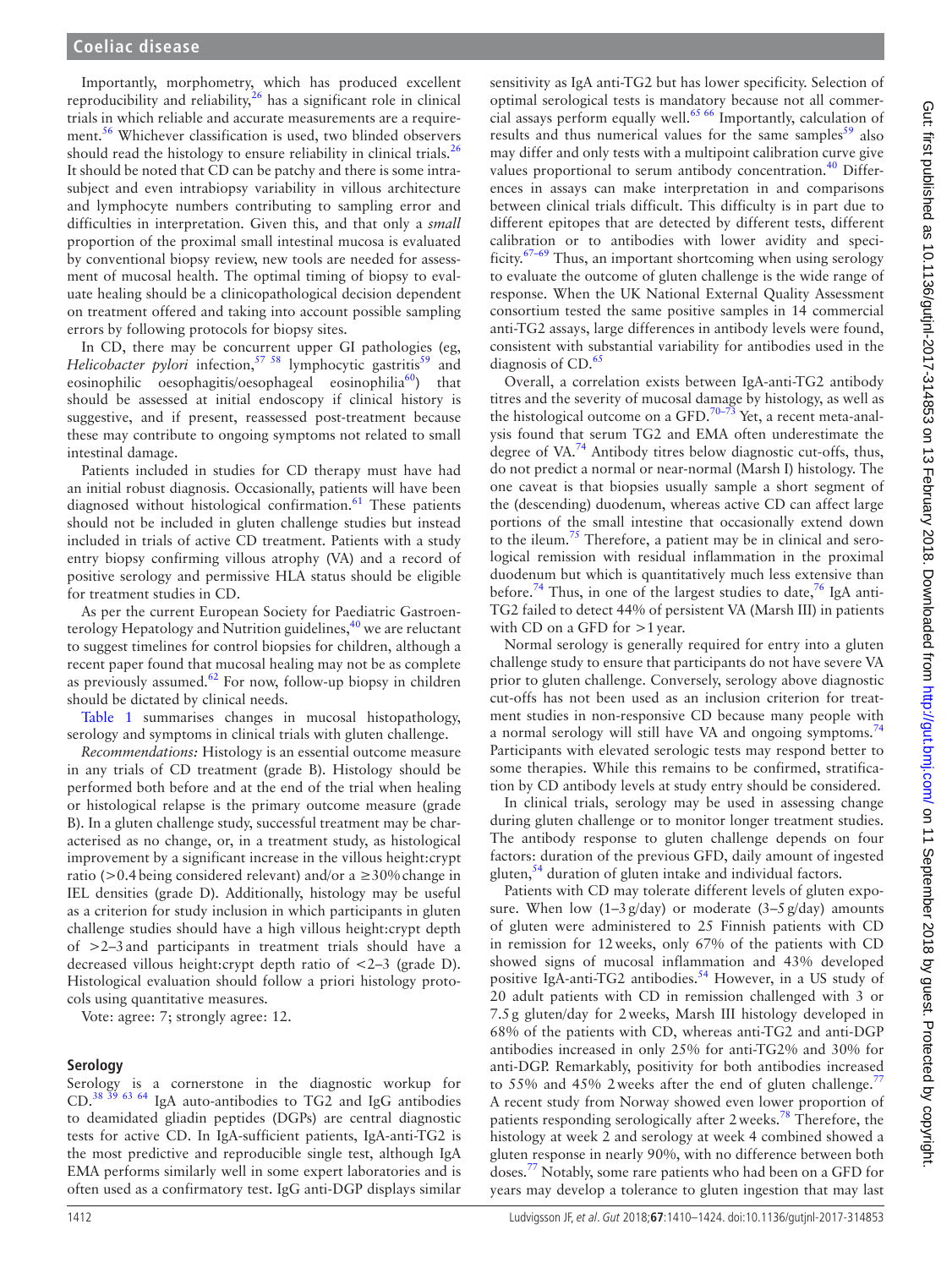Importantly, morphometry, which has produced excellent reproducibility and reliability,[26] has a significant role in clinical trials in which reliable and accurate measurements are a requirement.[56] Whichever classification is used, two blinded observers should read the histology to ensure reliability in clinical trials.[26] It should be noted that CD can be patchy and there is some intra-subject and even intrabiopsy variability in villous architecture and lymphocyte numbers contributing to sampling error and difficulties in interpretation. Given this, and that only a *small* proportion of the proximal small intestinal mucosa is evaluated by conventional biopsy review, new tools are needed for assessment of mucosal health. The optimal timing of biopsy to evaluate healing should be a clinicopathological decision dependent on treatment offered and taking into account possible sampling errors by following protocols for biopsy sites.

In CD, there may be concurrent upper GI pathologies (eg, *Helicobacter pylori* infection,[57 58] lymphocytic gastritis[59] and eosinophilic oesophagitis/oesophageal eosinophilia[60]) that should be assessed at initial endoscopy if clinical history is suggestive, and if present, reassessed post-treatment because these may contribute to ongoing symptoms not related to small intestinal damage.

Patients included in studies for CD therapy must have had an initial robust diagnosis. Occasionally, patients will have been diagnosed without histological confirmation.[61] These patients should not be included in gluten challenge studies but instead included in trials of active CD treatment. Patients with a study entry biopsy confirming villous atrophy (VA) and a record of positive serology and permissive HLA status should be eligible for treatment studies in CD.

As per the current European Society for Paediatric Gastroenterology Hepatology and Nutrition guidelines,[40] we are reluctant to suggest timelines for control biopsies for children, although a recent paper found that mucosal healing may not be as complete as previously assumed.[62] For now, follow-up biopsy in children should be dictated by clinical needs.

Table 1 summarises changes in mucosal histopathology, serology and symptoms in clinical trials with gluten challenge.

*Recommendations:* Histology is an essential outcome measure in any trials of CD treatment (grade B). Histology should be performed both before and at the end of the trial when healing or histological relapse is the primary outcome measure (grade B). In a gluten challenge study, successful treatment may be characterised as no change, or, in a treatment study, as histological improvement by a significant increase in the villous height:crypt ratio (>0.4 being considered relevant) and/or a ≥30% change in IEL densities (grade D). Additionally, histology may be useful as a criterion for study inclusion in which participants in gluten challenge studies should have a high villous height:crypt depth of >2–3 and participants in treatment trials should have a decreased villous height:crypt depth ratio of <2–3 (grade D). Histological evaluation should follow a priori histology protocols using quantitative measures.

Vote: agree: 7; strongly agree: 12.

## Serology

Serology is a cornerstone in the diagnostic workup for CD.[38 39 63 64] IgA auto-antibodies to TG2 and IgG antibodies to deamidated gliadin peptides (DGPs) are central diagnostic tests for active CD. In IgA-sufficient patients, IgA-anti-TG2 is the most predictive and reproducible single test, although IgA EMA performs similarly well in some expert laboratories and is often used as a confirmatory test. IgG anti-DGP displays similar sensitivity as IgA anti-TG2 but has lower specificity. Selection of optimal serological tests is mandatory because not all commercial assays perform equally well.[65 66] Importantly, calculation of results and thus numerical values for the same samples[59] also may differ and only tests with a multipoint calibration curve give values proportional to serum antibody concentration.[40] Differences in assays can make interpretation in and comparisons between clinical trials difficult. This difficulty is in part due to different epitopes that are detected by different tests, different calibration or to antibodies with lower avidity and specificity.[67–69] Thus, an important shortcoming when using serology to evaluate the outcome of gluten challenge is the wide range of response. When the UK National External Quality Assessment consortium tested the same positive samples in 14 commercial anti-TG2 assays, large differences in antibody levels were found, consistent with substantial variability for antibodies used in the diagnosis of CD.[65]

Overall, a correlation exists between IgA-anti-TG2 antibody titres and the severity of mucosal damage by histology, as well as the histological outcome on a GFD.[70–73] Yet, a recent meta-analysis found that serum TG2 and EMA often underestimate the degree of VA.[74] Antibody titres below diagnostic cut-offs, thus, do not predict a normal or near-normal (Marsh I) histology. The one caveat is that biopsies usually sample a short segment of the (descending) duodenum, whereas active CD can affect large portions of the small intestine that occasionally extend down to the ileum.[75] Therefore, a patient may be in clinical and serological remission with residual inflammation in the proximal duodenum but which is quantitatively much less extensive than before.[74] Thus, in one of the largest studies to date,[76] IgA anti-TG2 failed to detect 44% of persistent VA (Marsh III) in patients with CD on a GFD for >1 year.

Normal serology is generally required for entry into a gluten challenge study to ensure that participants do not have severe VA prior to gluten challenge. Conversely, serology above diagnostic cut-offs has not been used as an inclusion criterion for treatment studies in non-responsive CD because many people with a normal serology will still have VA and ongoing symptoms.[74] Participants with elevated serologic tests may respond better to some therapies. While this remains to be confirmed, stratification by CD antibody levels at study entry should be considered.

In clinical trials, serology may be used in assessing change during gluten challenge or to monitor longer treatment studies. The antibody response to gluten challenge depends on four factors: duration of the previous GFD, daily amount of ingested gluten,[54] duration of gluten intake and individual factors.

Patients with CD may tolerate different levels of gluten exposure. When low (1–3 g/day) or moderate (3–5 g/day) amounts of gluten were administered to 25 Finnish patients with CD in remission for 12 weeks, only 67% of the patients with CD showed signs of mucosal inflammation and 43% developed positive IgA-anti-TG2 antibodies.[54] However, in a US study of 20 adult patients with CD in remission challenged with 3 or 7.5 g gluten/day for 2 weeks, Marsh III histology developed in 68% of the patients with CD, whereas anti-TG2 and anti-DGP antibodies increased in only 25% for anti-TG2% and 30% for anti-DGP. Remarkably, positivity for both antibodies increased to 55% and 45% 2 weeks after the end of gluten challenge.[77] A recent study from Norway showed even lower proportion of patients responding serologically after 2 weeks.[78] Therefore, the histology at week 2 and serology at week 4 combined showed a gluten response in nearly 90%, with no difference between both doses.[77] Notably, some rare patients who had been on a GFD for years may develop a tolerance to gluten ingestion that may last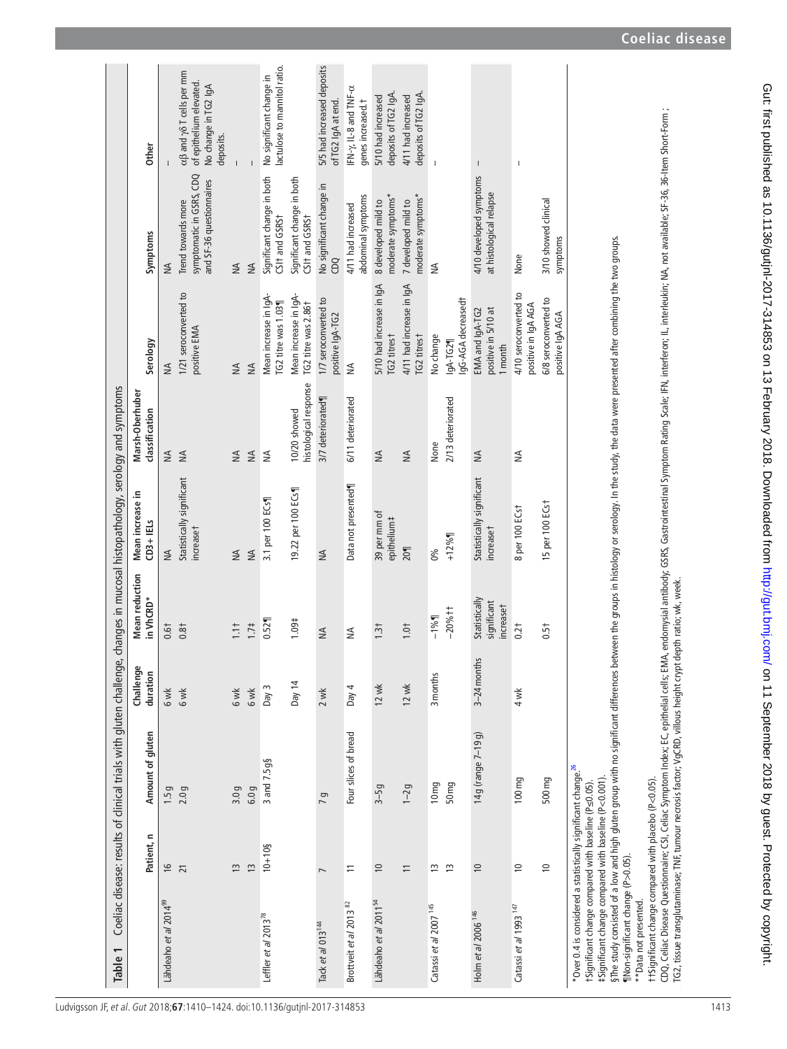**Table 1** Coeliac disease: results of clinical trials with gluten challenge, changes in mucosal histopathology, serology and symptoms

| | Patient, n | Amount of gluten | Challenge duration | Mean reduction in VhCRD* | Mean increase in CD3+ IELs | Marsh-Oberhuber classification | Serology | Symptoms | Other |
|---|---|---|---|---|---|---|---|---|---|
| Lähdeaho *et al* 2014[99] | 16 | 1.5 g | 6 wk | 0.6† | NA | NA | NA | NA | – |
| | 21 | 2.0 g | 6 wk | 0.8† | Statistically significant increase† | NA | 1/21 seroconverted to positive EMA | Trend towards more symptomatic in GSRS, CDQ and SF-36 questionnaires | αβ and γδ T cells per mm of epithelium elevated. No change in TG2 IgA deposits. |
| | 13 | 3.0 g | 6 wk | 1.1† | NA | NA | NA | NA | – |
| | 13 | 6.0 g | 6 wk | 1.7‡ | NA | NA | NA | NA | – |
| Leffler *et al* 2013[78] | 10+10§ | 3 and 7.5g§ | Day 3 | 0.52¶ | 3.1 per 100 ECs¶ | NA | Mean increase in IgA-TG2 titre was 1.03¶ | Significant change in both CSI† and GSRS† | No significant change in lactulose to mannitol ratio. |
| | | | Day 14 | 1.09‡ | 19.22 per 100 ECs¶ | 10/20 showed histological response | Mean increase in IgA-TG2 titre was 2.86† | Significant change in both CSI† and GSRS† | |
| Tack *et al* 013[144] | 7 | 7 g | 2 wk | NA | NA | 3/7 deteriorated¶ | 1/7 seroconverted to positive IgA-TG2 | No significant change in CDQ | 5/5 had increased deposits of TG2 IgA at end. |
| Brottveit *et al* 2013[82] | 11 | Four slices of bread | Day 4 | NA | Data not presented¶ | 6/11 deteriorated | NA | 4/11 had increased abdominal symptoms | IFN-γ, IL-8 and TNF-α genes increased.† |
| Lähdeaho *et al* 2011[54] | 10 | 3–5g | 12 wk | 1.3† | 39 per mm of epithelium‡ | NA | 5/10 had increase in IgA TG2 titres† | 8 developed mild to moderate symptoms* | 5/10 had increased deposits of TG2 IgA. |
| | 11 | 1–2g | 12 wk | 1.0† | 20¶ | NA | 4/11 had increase in IgA TG2 titres† | 7 developed mild to moderate symptoms* | 4/11 had increased deposits of TG2 IgA. |
| Catassi *et al* 2007[145] | 13 | 10 mg | 3 months | −1%¶ | 0% | None | No change | NA | – |
| | 13 | 50 mg | | −20%†† | +12%¶ | 2/13 deteriorated | IgA-TG2¶ IgG-AGA decreased† | | |
| Holm *et al* 2006[146] | 10 | 14 g (range 7–19 g) | 3–24 months | Statistically significant increase† | Statistically significant increase† | NA | EMA and IgA-TG2 positive in 5/10 at 1 month | 4/10 developed symptoms at histological relapse | – |
| Catassi *et al* 1993[147] | 10 | 100 mg | 4 wk | 0.2† | 8 per 100 ECs† | NA | 4/10 seroconverted to positive in IgA AGA | None | – |
| | 10 | 500 mg | | 0.5† | 15 per 100 ECs† | | 6/8 seroconverted to positive IgA AGA | 3/10 showed clinical symptoms | |

*Over 0.4 is considered a statistically significant change.[26]
†Significant change compared with baseline (P≤0.05).
‡Significant change compared with baseline (P<0.001).
§The study consisted of a low and high gluten group with no significant differences between the groups in histology or serology. In the study, the data were presented after combining the two groups.
¶Non-significant change (P>0.05).
**Data not presented.
††Significant change compared with placebo (P<0.05).
CDQ, Celiac Disease Questionnaire; CSI, Celiac Symptom Index; EC, epithelial cells; EMA, endomysial antibody; GSRS, Gastrointestinal Symptom Rating Scale; IFN, interferon; IL, interleukin; NA, not available; SF-36, 36-Item Short-Form ; TG2, tissue transglutaminase; TNF, tumour necrosis factor; VgCRD, villous height crypt depth ratio; wk, week.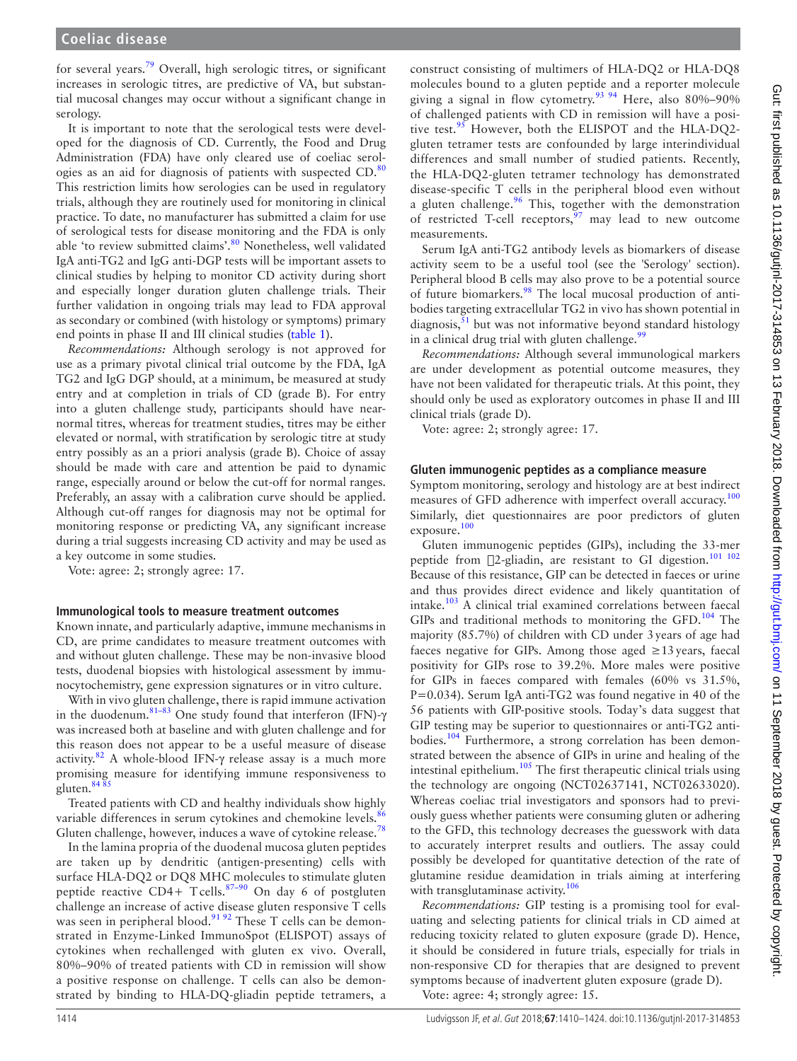for several years.[79] Overall, high serologic titres, or significant increases in serologic titres, are predictive of VA, but substantial mucosal changes may occur without a significant change in serology.

It is important to note that the serological tests were developed for the diagnosis of CD. Currently, the Food and Drug Administration (FDA) have only cleared use of coeliac serologies as an aid for diagnosis of patients with suspected CD.[80] This restriction limits how serologies can be used in regulatory trials, although they are routinely used for monitoring in clinical practice. To date, no manufacturer has submitted a claim for use of serological tests for disease monitoring and the FDA is only able 'to review submitted claims'.[80] Nonetheless, well validated IgA anti-TG2 and IgG anti-DGP tests will be important assets to clinical studies by helping to monitor CD activity during short and especially longer duration gluten challenge trials. Their further validation in ongoing trials may lead to FDA approval as secondary or combined (with histology or symptoms) primary end points in phase II and III clinical studies (table 1).

*Recommendations:* Although serology is not approved for use as a primary pivotal clinical trial outcome by the FDA, IgA TG2 and IgG DGP should, at a minimum, be measured at study entry and at completion in trials of CD (grade B). For entry into a gluten challenge study, participants should have near-normal titres, whereas for treatment studies, titres may be either elevated or normal, with stratification by serologic titre at study entry possibly as an a priori analysis (grade B). Choice of assay should be made with care and attention be paid to dynamic range, especially around or below the cut-off for normal ranges. Preferably, an assay with a calibration curve should be applied. Although cut-off ranges for diagnosis may not be optimal for monitoring response or predicting VA, any significant increase during a trial suggests increasing CD activity and may be used as a key outcome in some studies.

Vote: agree: 2; strongly agree: 17.

## Immunological tools to measure treatment outcomes

Known innate, and particularly adaptive, immune mechanisms in CD, are prime candidates to measure treatment outcomes with and without gluten challenge. These may be non-invasive blood tests, duodenal biopsies with histological assessment by immunocytochemistry, gene expression signatures or in vitro culture.

With in vivo gluten challenge, there is rapid immune activation in the duodenum.[81–83] One study found that interferon (IFN)-γ was increased both at baseline and with gluten challenge and for this reason does not appear to be a useful measure of disease activity.[82] A whole-blood IFN-γ release assay is a much more promising measure for identifying immune responsiveness to gluten.[84 85]

Treated patients with CD and healthy individuals show highly variable differences in serum cytokines and chemokine levels.[86] Gluten challenge, however, induces a wave of cytokine release.[78]

In the lamina propria of the duodenal mucosa gluten peptides are taken up by dendritic (antigen-presenting) cells with surface HLA-DQ2 or DQ8 MHC molecules to stimulate gluten peptide reactive CD4+ T cells.[87–90] On day 6 of postgluten challenge an increase of active disease gluten responsive T cells was seen in peripheral blood.[91 92] These T cells can be demonstrated in Enzyme-Linked ImmunoSpot (ELISPOT) assays of cytokines when rechallenged with gluten ex vivo. Overall, 80%–90% of treated patients with CD in remission will show a positive response on challenge. T cells can also be demonstrated by binding to HLA-DQ-gliadin peptide tetramers, a construct consisting of multimers of HLA-DQ2 or HLA-DQ8 molecules bound to a gluten peptide and a reporter molecule giving a signal in flow cytometry.[93 94] Here, also 80%–90% of challenged patients with CD in remission will have a positive test.[95] However, both the ELISPOT and the HLA-DQ2-gluten tetramer tests are confounded by large interindividual differences and small number of studied patients. Recently, the HLA-DQ2-gluten tetramer technology has demonstrated disease-specific T cells in the peripheral blood even without a gluten challenge.[96] This, together with the demonstration of restricted T-cell receptors,[97] may lead to new outcome measurements.

Serum IgA anti-TG2 antibody levels as biomarkers of disease activity seem to be a useful tool (see the 'Serology' section). Peripheral blood B cells may also prove to be a potential source of future biomarkers.[98] The local mucosal production of antibodies targeting extracellular TG2 in vivo has shown potential in diagnosis,[51] but was not informative beyond standard histology in a clinical drug trial with gluten challenge.[99]

*Recommendations:* Although several immunological markers are under development as potential outcome measures, they have not been validated for therapeutic trials. At this point, they should only be used as exploratory outcomes in phase II and III clinical trials (grade D).

Vote: agree: 2; strongly agree: 17.

## Gluten immunogenic peptides as a compliance measure

Symptom monitoring, serology and histology are at best indirect measures of GFD adherence with imperfect overall accuracy.[100] Similarly, diet questionnaires are poor predictors of gluten exposure.[100]

Gluten immunogenic peptides (GIPs), including the 33-mer peptide from α2-gliadin, are resistant to GI digestion.[101 102] Because of this resistance, GIP can be detected in faeces or urine and thus provides direct evidence and likely quantitation of intake.[103] A clinical trial examined correlations between faecal GIPs and traditional methods to monitoring the GFD.[104] The majority (85.7%) of children with CD under 3 years of age had faeces negative for GIPs. Among those aged ≥13 years, faecal positivity for GIPs rose to 39.2%. More males were positive for GIPs in faeces compared with females (60% vs 31.5%, P=0.034). Serum IgA anti-TG2 was found negative in 40 of the 56 patients with GIP-positive stools. Today's data suggest that GIP testing may be superior to questionnaires or anti-TG2 antibodies.[104] Furthermore, a strong correlation has been demonstrated between the absence of GIPs in urine and healing of the intestinal epithelium.[105] The first therapeutic clinical trials using the technology are ongoing (NCT02637141, NCT02633020). Whereas coeliac trial investigators and sponsors had to previously guess whether patients were consuming gluten or adhering to the GFD, this technology decreases the guesswork with data to accurately interpret results and outliers. The assay could possibly be developed for quantitative detection of the rate of glutamine residue deamidation in trials aiming at interfering with transglutaminase activity.[106]

*Recommendations:* GIP testing is a promising tool for evaluating and selecting patients for clinical trials in CD aimed at reducing toxicity related to gluten exposure (grade D). Hence, it should be considered in future trials, especially for trials in non-responsive CD for therapies that are designed to prevent symptoms because of inadvertent gluten exposure (grade D).

Vote: agree: 4; strongly agree: 15.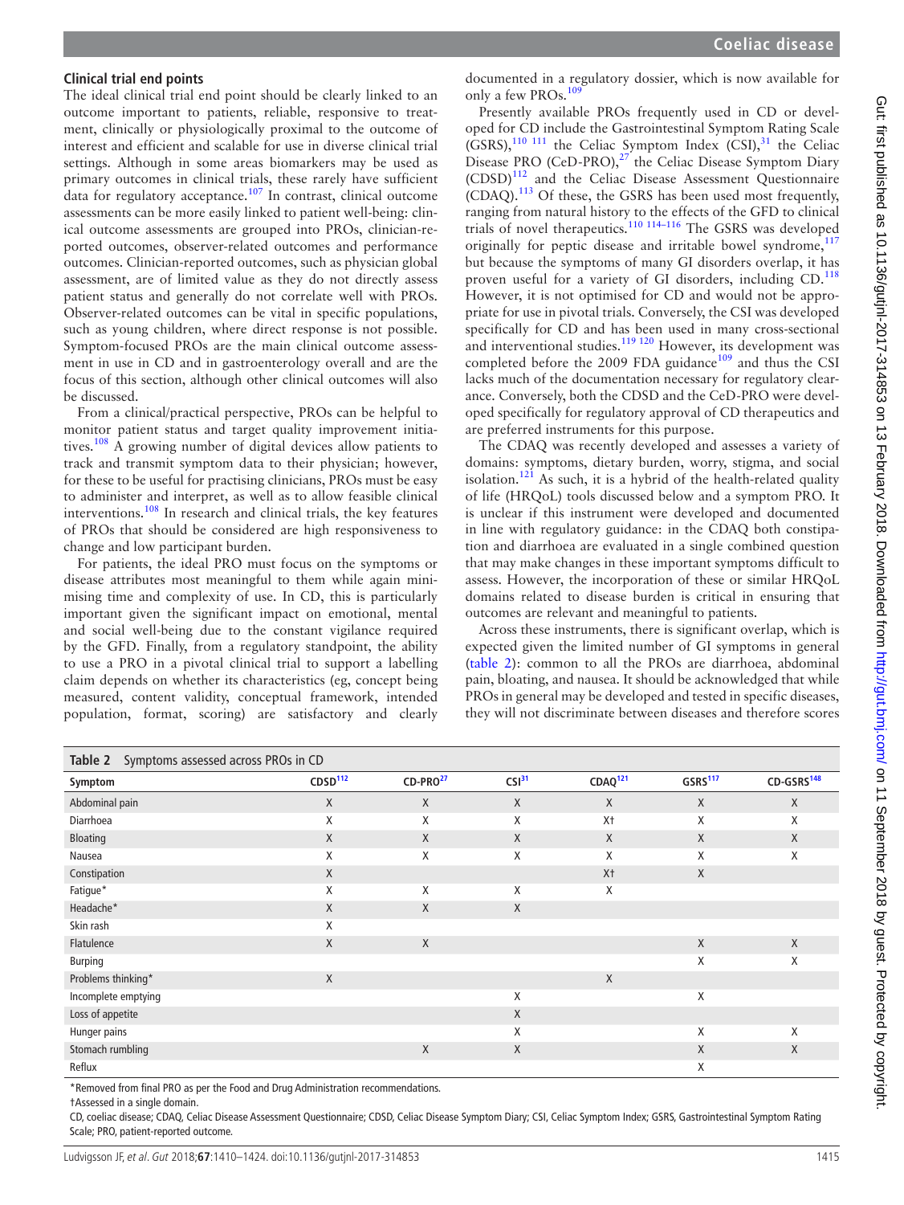### Clinical trial end points

The ideal clinical trial end point should be clearly linked to an outcome important to patients, reliable, responsive to treatment, clinically or physiologically proximal to the outcome of interest and efficient and scalable for use in diverse clinical trial settings. Although in some areas biomarkers may be used as primary outcomes in clinical trials, these rarely have sufficient data for regulatory acceptance.[107] In contrast, clinical outcome assessments can be more easily linked to patient well-being: clinical outcome assessments are grouped into PROs, clinician-reported outcomes, observer-related outcomes and performance outcomes. Clinician-reported outcomes, such as physician global assessment, are of limited value as they do not directly assess patient status and generally do not correlate well with PROs. Observer-related outcomes can be vital in specific populations, such as young children, where direct response is not possible. Symptom-focused PROs are the main clinical outcome assessment in use in CD and in gastroenterology overall and are the focus of this section, although other clinical outcomes will also be discussed.

From a clinical/practical perspective, PROs can be helpful to monitor patient status and target quality improvement initiatives.[108] A growing number of digital devices allow patients to track and transmit symptom data to their physician; however, for these to be useful for practising clinicians, PROs must be easy to administer and interpret, as well as to allow feasible clinical interventions.[108] In research and clinical trials, the key features of PROs that should be considered are high responsiveness to change and low participant burden.

For patients, the ideal PRO must focus on the symptoms or disease attributes most meaningful to them while again minimising time and complexity of use. In CD, this is particularly important given the significant impact on emotional, mental and social well-being due to the constant vigilance required by the GFD. Finally, from a regulatory standpoint, the ability to use a PRO in a pivotal clinical trial to support a labelling claim depends on whether its characteristics (eg, concept being measured, content validity, conceptual framework, intended population, format, scoring) are satisfactory and clearly documented in a regulatory dossier, which is now available for only a few PROs.[109]

Presently available PROs frequently used in CD or developed for CD include the Gastrointestinal Symptom Rating Scale (GSRS),[110 111] the Celiac Symptom Index (CSI),[31] the Celiac Disease PRO (CeD-PRO),[27] the Celiac Disease Symptom Diary (CDSD)[112] and the Celiac Disease Assessment Questionnaire (CDAQ).[113] Of these, the GSRS has been used most frequently, ranging from natural history to the effects of the GFD to clinical trials of novel therapeutics.[110 114–116] The GSRS was developed originally for peptic disease and irritable bowel syndrome,[117] but because the symptoms of many GI disorders overlap, it has proven useful for a variety of GI disorders, including CD.[118] However, it is not optimised for CD and would not be appropriate for use in pivotal trials. Conversely, the CSI was developed specifically for CD and has been used in many cross-sectional and interventional studies.[119 120] However, its development was completed before the 2009 FDA guidance[109] and thus the CSI lacks much of the documentation necessary for regulatory clearance. Conversely, both the CDSD and the CeD-PRO were developed specifically for regulatory approval of CD therapeutics and are preferred instruments for this purpose.

The CDAQ was recently developed and assesses a variety of domains: symptoms, dietary burden, worry, stigma, and social isolation.[121] As such, it is a hybrid of the health-related quality of life (HRQoL) tools discussed below and a symptom PRO. It is unclear if this instrument were developed and documented in line with regulatory guidance: in the CDAQ both constipation and diarrhoea are evaluated in a single combined question that may make changes in these important symptoms difficult to assess. However, the incorporation of these or similar HRQoL domains related to disease burden is critical in ensuring that outcomes are relevant and meaningful to patients.

Across these instruments, there is significant overlap, which is expected given the limited number of GI symptoms in general (table 2): common to all the PROs are diarrhoea, abdominal pain, bloating, and nausea. It should be acknowledged that while PROs in general may be developed and tested in specific diseases, they will not discriminate between diseases and therefore scores

**Table 2** Symptoms assessed across PROs in CD

| Symptom | CDSD[112] | CD-PRO[27] | CSI[31] | CDAQ[121] | GSRS[117] | CD-GSRS[148] |
|---|---|---|---|---|---|---|
| Abdominal pain | X | X | X | X | X | X |
| Diarrhoea | X | X | X | X† | X | X |
| Bloating | X | X | X | X | X | X |
| Nausea | X | X | X | X | X | X |
| Constipation | X | | | X† | X | |
| Fatigue* | X | X | X | X | | |
| Headache* | X | X | X | | | |
| Skin rash | X | | | | | |
| Flatulence | X | X | | | X | X |
| Burping | | | | | X | X |
| Problems thinking* | X | | | X | | |
| Incomplete emptying | | | X | | X | |
| Loss of appetite | | | X | | | |
| Hunger pains | | | X | | X | X |
| Stomach rumbling | | X | X | | X | X |
| Reflux | | | | | X | |

*Removed from final PRO as per the Food and Drug Administration recommendations.

†Assessed in a single domain.

CD, coeliac disease; CDAQ, Celiac Disease Assessment Questionnaire; CDSD, Celiac Disease Symptom Diary; CSI, Celiac Symptom Index; GSRS, Gastrointestinal Symptom Rating Scale; PRO, patient-reported outcome.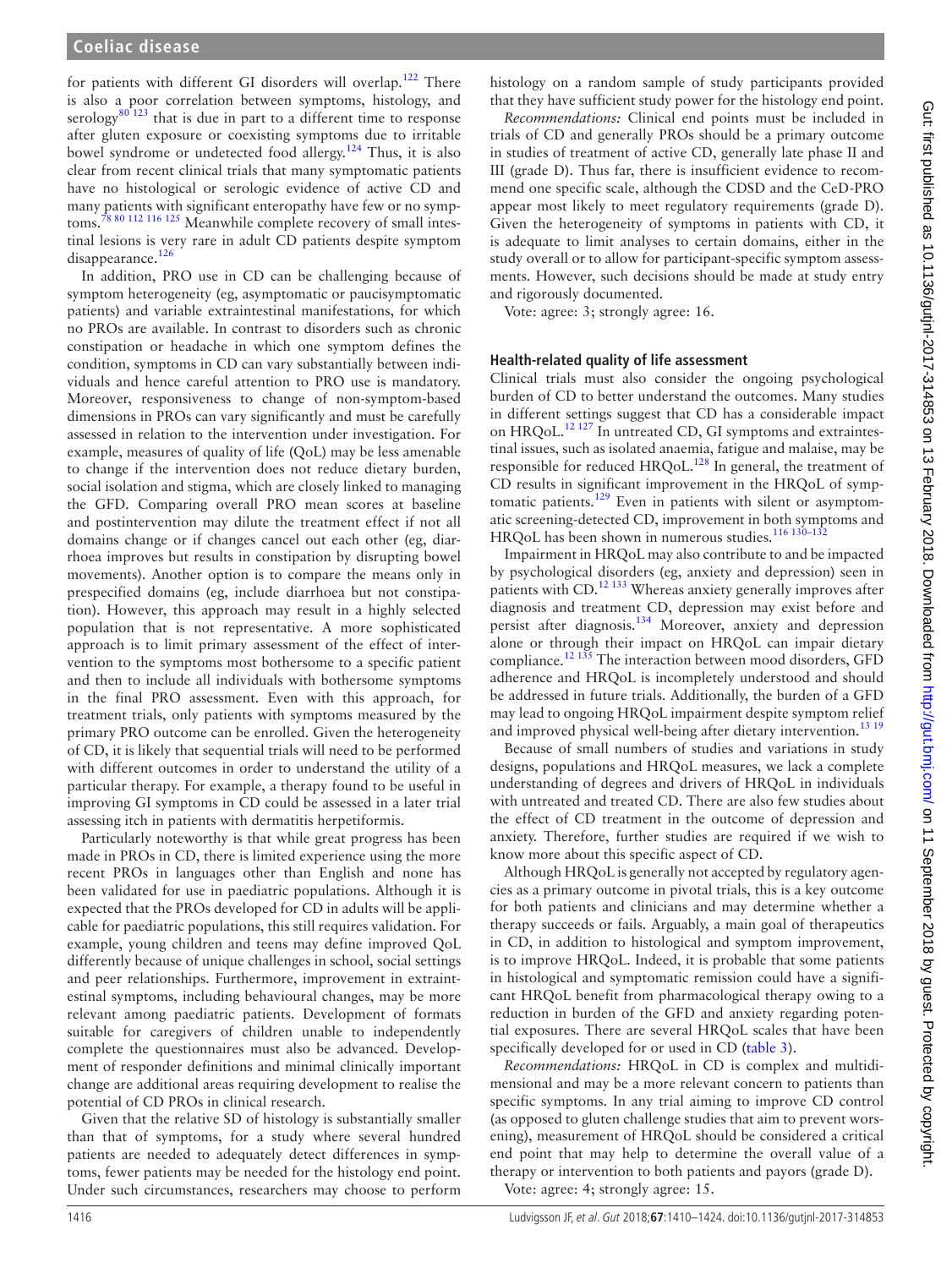for patients with different GI disorders will overlap.[122] There is also a poor correlation between symptoms, histology, and serology[80 123] that is due in part to a different time to response after gluten exposure or coexisting symptoms due to irritable bowel syndrome or undetected food allergy.[124] Thus, it is also clear from recent clinical trials that many symptomatic patients have no histological or serologic evidence of active CD and many patients with significant enteropathy have few or no symptoms.[78 80 112 116 125] Meanwhile complete recovery of small intestinal lesions is very rare in adult CD patients despite symptom disappearance.[126]

In addition, PRO use in CD can be challenging because of symptom heterogeneity (eg, asymptomatic or paucisymptomatic patients) and variable extraintestinal manifestations, for which no PROs are available. In contrast to disorders such as chronic constipation or headache in which one symptom defines the condition, symptoms in CD can vary substantially between individuals and hence careful attention to PRO use is mandatory. Moreover, responsiveness to change of non-symptom-based dimensions in PROs can vary significantly and must be carefully assessed in relation to the intervention under investigation. For example, measures of quality of life (QoL) may be less amenable to change if the intervention does not reduce dietary burden, social isolation and stigma, which are closely linked to managing the GFD. Comparing overall PRO mean scores at baseline and postintervention may dilute the treatment effect if not all domains change or if changes cancel out each other (eg, diarrhoea improves but results in constipation by disrupting bowel movements). Another option is to compare the means only in prespecified domains (eg, include diarrhoea but not constipation). However, this approach may result in a highly selected population that is not representative. A more sophisticated approach is to limit primary assessment of the effect of intervention to the symptoms most bothersome to a specific patient and then to include all individuals with bothersome symptoms in the final PRO assessment. Even with this approach, for treatment trials, only patients with symptoms measured by the primary PRO outcome can be enrolled. Given the heterogeneity of CD, it is likely that sequential trials will need to be performed with different outcomes in order to understand the utility of a particular therapy. For example, a therapy found to be useful in improving GI symptoms in CD could be assessed in a later trial assessing itch in patients with dermatitis herpetiformis.

Particularly noteworthy is that while great progress has been made in PROs in CD, there is limited experience using the more recent PROs in languages other than English and none has been validated for use in paediatric populations. Although it is expected that the PROs developed for CD in adults will be applicable for paediatric populations, this still requires validation. For example, young children and teens may define improved QoL differently because of unique challenges in school, social settings and peer relationships. Furthermore, improvement in extraintestinal symptoms, including behavioural changes, may be more relevant among paediatric patients. Development of formats suitable for caregivers of children unable to independently complete the questionnaires must also be advanced. Development of responder definitions and minimal clinically important change are additional areas requiring development to realise the potential of CD PROs in clinical research.

Given that the relative SD of histology is substantially smaller than that of symptoms, for a study where several hundred patients are needed to adequately detect differences in symptoms, fewer patients may be needed for the histology end point. Under such circumstances, researchers may choose to perform histology on a random sample of study participants provided that they have sufficient study power for the histology end point.

*Recommendations:* Clinical end points must be included in trials of CD and generally PROs should be a primary outcome in studies of treatment of active CD, generally late phase II and III (grade D). Thus far, there is insufficient evidence to recommend one specific scale, although the CDSD and the CeD-PRO appear most likely to meet regulatory requirements (grade D). Given the heterogeneity of symptoms in patients with CD, it is adequate to limit analyses to certain domains, either in the study overall or to allow for participant-specific symptom assessments. However, such decisions should be made at study entry and rigorously documented.

Vote: agree: 3; strongly agree: 16.

### Health-related quality of life assessment

Clinical trials must also consider the ongoing psychological burden of CD to better understand the outcomes. Many studies in different settings suggest that CD has a considerable impact on HRQoL.[12 127] In untreated CD, GI symptoms and extraintestinal issues, such as isolated anaemia, fatigue and malaise, may be responsible for reduced HRQoL.[128] In general, the treatment of CD results in significant improvement in the HRQoL of symptomatic patients.[129] Even in patients with silent or asymptomatic screening-detected CD, improvement in both symptoms and HRQoL has been shown in numerous studies.[116 130–132]

Impairment in HRQoL may also contribute to and be impacted by psychological disorders (eg, anxiety and depression) seen in patients with CD.[12 133] Whereas anxiety generally improves after diagnosis and treatment CD, depression may exist before and persist after diagnosis.[134] Moreover, anxiety and depression alone or through their impact on HRQoL can impair dietary compliance.[12 135] The interaction between mood disorders, GFD adherence and HRQoL is incompletely understood and should be addressed in future trials. Additionally, the burden of a GFD may lead to ongoing HRQoL impairment despite symptom relief and improved physical well-being after dietary intervention.[13 19]

Because of small numbers of studies and variations in study designs, populations and HRQoL measures, we lack a complete understanding of degrees and drivers of HRQoL in individuals with untreated and treated CD. There are also few studies about the effect of CD treatment in the outcome of depression and anxiety. Therefore, further studies are required if we wish to know more about this specific aspect of CD.

Although HRQoL is generally not accepted by regulatory agencies as a primary outcome in pivotal trials, this is a key outcome for both patients and clinicians and may determine whether a therapy succeeds or fails. Arguably, a main goal of therapeutics in CD, in addition to histological and symptom improvement, is to improve HRQoL. Indeed, it is probable that some patients in histological and symptomatic remission could have a significant HRQoL benefit from pharmacological therapy owing to a reduction in burden of the GFD and anxiety regarding potential exposures. There are several HRQoL scales that have been specifically developed for or used in CD (table 3).

*Recommendations:* HRQoL in CD is complex and multidimensional and may be a more relevant concern to patients than specific symptoms. In any trial aiming to improve CD control (as opposed to gluten challenge studies that aim to prevent worsening), measurement of HRQoL should be considered a critical end point that may help to determine the overall value of a therapy or intervention to both patients and payors (grade D).

Vote: agree: 4; strongly agree: 15.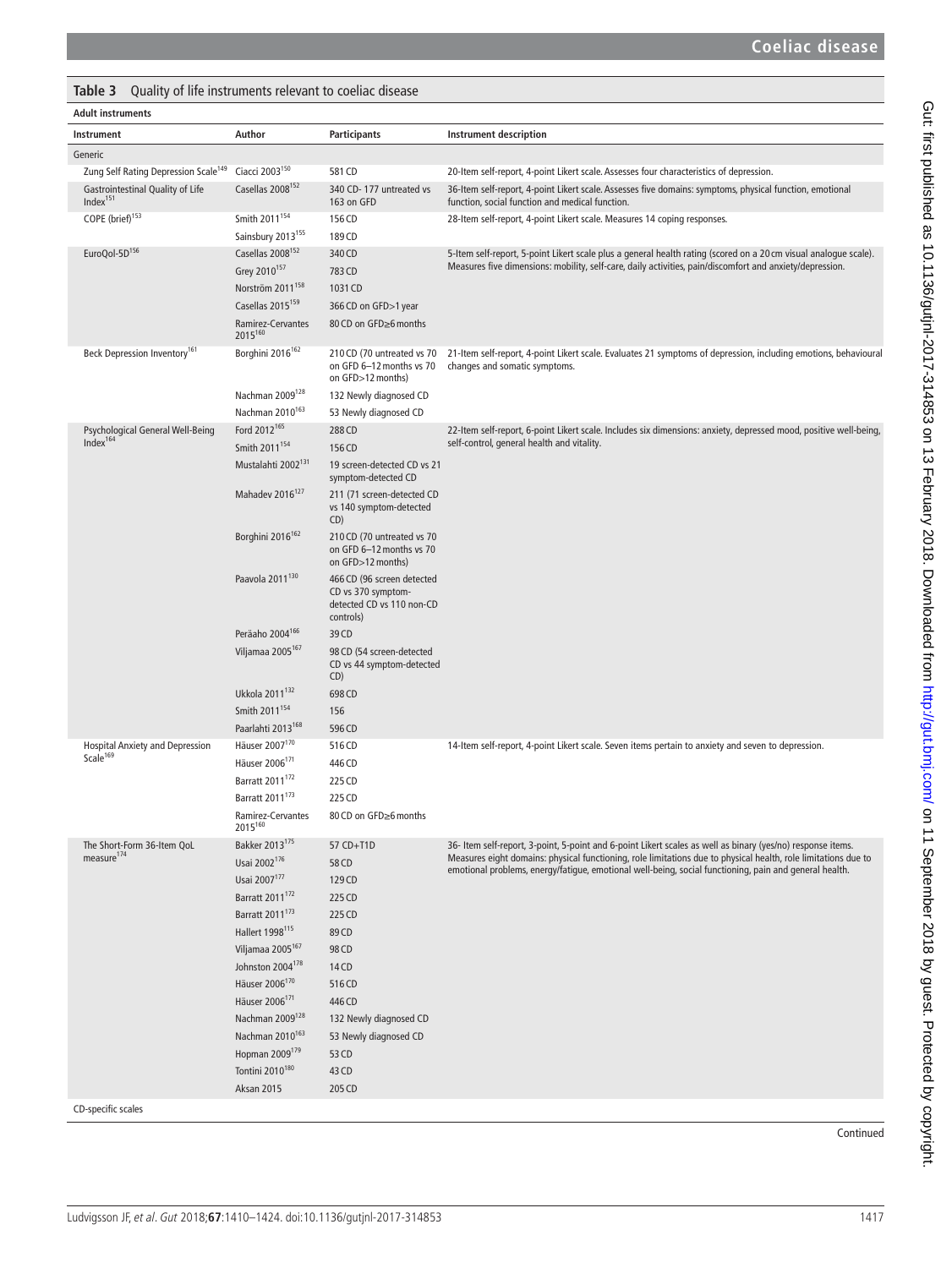**Table 3** Quality of life instruments relevant to coeliac disease

**Adult instruments**

| Instrument | Author | Participants | Instrument description |
|---|---|---|---|
| Generic | | | |
| Zung Self Rating Depression Scale[149] | Ciacci 2003[150] | 581 CD | 20-Item self-report, 4-point Likert scale. Assesses four characteristics of depression. |
| Gastrointestinal Quality of Life Index[151] | Casellas 2008[152] | 340 CD- 177 untreated vs 163 on GFD | 36-Item self-report, 4-point Likert scale. Assesses five domains: symptoms, physical function, emotional function, social function and medical function. |
| COPE (brief)[153] | Smith 2011[154] | 156 CD | 28-Item self-report, 4-point Likert scale. Measures 14 coping responses. |
| | Sainsbury 2013[155] | 189 CD | |
| EuroQol-5D[156] | Casellas 2008[152] | 340 CD | 5-Item self-report, 5-point Likert scale plus a general health rating (scored on a 20 cm visual analogue scale). Measures five dimensions: mobility, self-care, daily activities, pain/discomfort and anxiety/depression. |
| | Grey 2010[157] | 783 CD | |
| | Norström 2011[158] | 1031 CD | |
| | Casellas 2015[159] | 366 CD on GFD>1 year | |
| | Ramirez-Cervantes 2015[160] | 80 CD on GFD≥6 months | |
| Beck Depression Inventory[161] | Borghini 2016[162] | 210 CD (70 untreated vs 70 on GFD 6–12 months vs 70 on GFD>12 months) | 21-Item self-report, 4-point Likert scale. Evaluates 21 symptoms of depression, including emotions, behavioural changes and somatic symptoms. |
| | Nachman 2009[128] | 132 Newly diagnosed CD | |
| | Nachman 2010[163] | 53 Newly diagnosed CD | |
| Psychological General Well-Being Index[164] | Ford 2012[165] | 288 CD | 22-Item self-report, 6-point Likert scale. Includes six dimensions: anxiety, depressed mood, positive well-being, self-control, general health and vitality. |
| | Smith 2011[154] | 156 CD | |
| | Mustalahti 2002[131] | 19 screen-detected CD vs 21 symptom-detected CD | |
| | Mahadev 2016[127] | 211 (71 screen-detected CD vs 140 symptom-detected CD) | |
| | Borghini 2016[162] | 210 CD (70 untreated vs 70 on GFD 6–12 months vs 70 on GFD>12 months) | |
| | Paavola 2011[130] | 466 CD (96 screen detected CD vs 370 symptom-detected CD vs 110 non-CD controls) | |
| | Peräaho 2004[166] | 39 CD | |
| | Viljamaa 2005[167] | 98 CD (54 screen-detected CD vs 44 symptom-detected CD) | |
| | Ukkola 2011[132] | 698 CD | |
| | Smith 2011[154] | 156 | |
| | Paarlahti 2013[168] | 596 CD | |
| Hospital Anxiety and Depression Scale[169] | Häuser 2007[170] | 516 CD | 14-Item self-report, 4-point Likert scale. Seven items pertain to anxiety and seven to depression. |
| | Häuser 2006[171] | 446 CD | |
| | Barratt 2011[172] | 225 CD | |
| | Barratt 2011[173] | 225 CD | |
| | Ramirez-Cervantes 2015[160] | 80 CD on GFD≥6 months | |
| The Short-Form 36-Item QoL measure[174] | Bakker 2013[175] | 57 CD+T1D | 36- Item self-report, 3-point, 5-point and 6-point Likert scales as well as binary (yes/no) response items. Measures eight domains: physical functioning, role limitations due to physical health, role limitations due to emotional problems, energy/fatigue, emotional well-being, social functioning, pain and general health. |
| | Usai 2002[176] | 58 CD | |
| | Usai 2007[177] | 129 CD | |
| | Barratt 2011[172] | 225 CD | |
| | Barratt 2011[173] | 225 CD | |
| | Hallert 1998[115] | 89 CD | |
| | Viljamaa 2005[167] | 98 CD | |
| | Johnston 2004[178] | 14 CD | |
| | Häuser 2006[170] | 516 CD | |
| | Häuser 2006[171] | 446 CD | |
| | Nachman 2009[128] | 132 Newly diagnosed CD | |
| | Nachman 2010[163] | 53 Newly diagnosed CD | |
| | Hopman 2009[179] | 53 CD | |
| | Tontini 2010[180] | 43 CD | |
| | Aksan 2015 | 205 CD | |
| CD-specific scales | | | |

Continued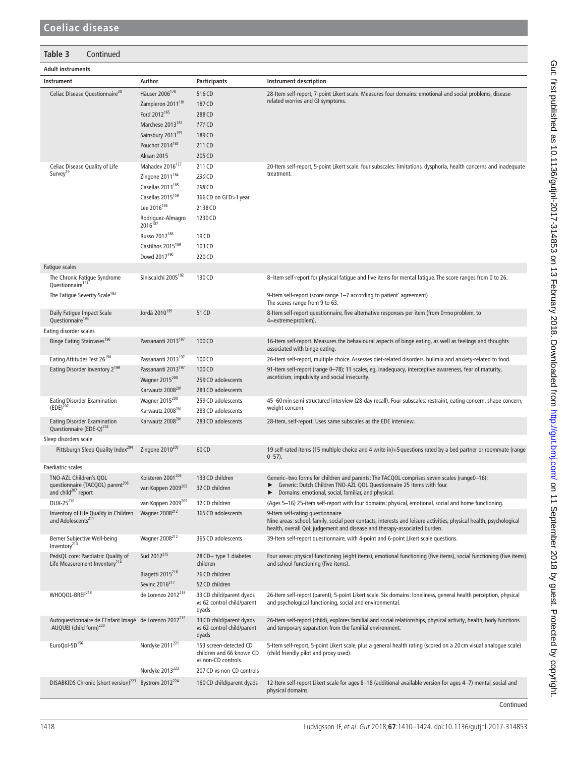**Table 3** Continued

**Adult instruments**

| Instrument | Author | Participants | Instrument description |
|---|---|---|---|
| Celiac Disease Questionnaire[30] | Häuser 2006[170] | 516 CD | 28-Item self-report, 7-point Likert scale. Measures four domains: emotional and social problems, disease-related worries and GI symptoms. |
| | Zampieron 2011[181] | 187 CD | |
| | Ford 2012[165] | 288 CD | |
| | Marchese 2013[182] | *171* CD | |
| | Sainsbury 2013[155] | 189 CD | |
| | Pouchot 2014[183] | 211 CD | |
| | Aksan 2015 | 205 CD | |
| Celiac Disease Quality of Life Survey[29] | Mahadev 2016[127] | 211 CD | 20-Item self-report, 5-point Likert scale. four subscales: limitations, dysphoria, health concerns and inadequate treatment. |
| | Zingone 2011[184] | *230* CD | |
| | Casellas 2013[185] | *298* CD | |
| | Casellas 2015[159] | 366 CD on GFD>1 year | |
| | Lee 2016[186] | 2138 CD | |
| | Rodriguez-Almagro 2016[187] | 1230 CD | |
| | Russo 2017[188] | 19 CD | |
| | Castilhos 2015[189] | 103 CD | |
| | Dowd 2017[190] | 220 CD | |
| **Fatigue scales** | | | |
| The Chronic Fatigue Syndrome Questionnaire[191] | Siniscalchi 2005[192] | 130 CD | 8–Item self-report for physical fatigue and five items for mental fatigue. The score ranges from 0 to 26. |
| The Fatigue Severity Scale[193] | | | 9-Item self-report (score range 1–7 according to patient' agreement) The scores range from 9 to 63. |
| Daily Fatigue Impact Scale Questionnaire[194] | Jordà 2010[195] | 51 CD | 8-Item self-report questionnaire, five alternative responses per item (from 0=no problem, to 4=extreme problem). |
| **Eating disorder scales** | | | |
| Binge Eating Staircases[196] | Passananti 2013[197] | 100 CD | 16-Item self-report. Measures the behavioural aspects of binge eating, as well as feelings and thoughts associated with binge eating. |
| Eating Attitudes Test 26[198] | Passananti 2013[197] | 100 CD | 26-Item self-report, multiple choice. Assesses diet-related disorders, bulimia and anxiety-related to food. |
| Eating Disorder Inventory 2[199] | Passananti 2013[197] | 100 CD | 91-Item self-report (range 0–78); 11 scales, eg, inadequacy, interceptive awareness, fear of maturity, asceticism, impulsivity and social insecurity. |
| | Wagner 2015[200] | 259 CD adolescents | |
| | Karwautz 2008[201] | 283 CD adolescents | |
| Eating Disorder Examination (EDE)[202] | Wagner 2015[200] | 259 CD adolescents | 45–60 min semi-structured interview (28-day recall). Four subscales: restraint, eating concern, shape concern, weight concern. |
| | Karwautz 2008[201] | 283 CD adolescents | |
| Eating Disorder Examination Questionnaire (EDE-Q)[203] | Karwautz 2008[201] | 283 CD adolescents | 28-Item, self-report. Uses same subscales as the EDE interview. |
| **Sleep disorders scale** | | | |
| Pittsburgh Sleep Quality Index[204] | Zingone 2010[205] | 60 CD | 19 self-rated items (15 multiple choice and 4 write in)+5 questions rated by a bed partner or roommate (range 0–57). |
| **Paediatric scales** | | | |
| TNO-AZL Children's QOL questionnaire (TACQOL) parent[206] and child[207] report | Kolsteren 2001[208] | 133 CD children | Generic–two forms for children and parents: The TACQOL comprises seven scales (range0–16): ► Generic: Dutch Children TNO-AZL QOL Questionnaire 25 items with four. ► Domains: emotional, social, familiar, and physical. |
| | van Koppen 2009[209] | 32 CD children | |
| DUX-25[210] | van Koppen 2009[209] | 32 CD children | (Ages 5–16) 25-item self-report with four domains: physical, emotional, social and home functioning. |
| Inventory of Life Quality in Children and Adolescents[211] | Wagner 2008[212] | 365 CD adolescents | 9-Item self-rating questionnaire Nine areas: school, family, social peer contacts, interests and leisure activities, physical health, psychological health, overall QoL judgement and disease and therapy-associated burden. |
| Berner Subjective Well-being Inventory[213] | Wagner 2008[212] | 365 CD adolescents | 39-Item self-report questionnaire, with 4-point and 6-point Likert scale questions. |
| PedsQL core: Paediatric Quality of Life Measurement Inventory[214] | Sud 2012[215] | 28 CD+ type 1 diabetes children | Four areas: physical functioning (eight items), emotional functioning (five items), social functioning (five items) and school functioning (five items). |
| | Biagetti 2015[216] | 76 CD children | |
| | Sevinc 2016[217] | 52 CD children | |
| WHOQOL-BREF[218] | de Lorenzo 2012[219] | 33 CD child/parent dyads vs 62 control child/parent dyads | 26-Item self-report (parent), 5-point Likert scale. Six domains: loneliness, general health perception, physical and psychological functioning, social and environmental. |
| Autoquestionnaire de l'Enfant Imagé -AUQUEI (child form)[220] | de Lorenzo 2012[219] | 33 CD child/parent dyads vs 62 control child/parent dyads | 26-Item self-report (child), explores familial and social relationships, physical activity, health, body functions and temporary separation from the familial environment. |
| EuroQol-5D[156] | Nordyke 2011[221] | 153 screen-detected CD children and 66 known CD vs non-CD controls | 5-Item self-report, 5-point Likert scale, plus a general health rating (scored on a 20 cm visual analogue scale) (child friendly pilot and proxy used). |
| | Nordyke 2013[222] | 207 CD vs non-CD controls | |
| DISABKIDS Chronic (short version)[223] | Bystrom 2012[224] | 160 CD child/parent dyads | 12-Item self-report Likert scale for ages 8–18 (additional available version for ages 4–7) mental, social and physical domains. |

Continued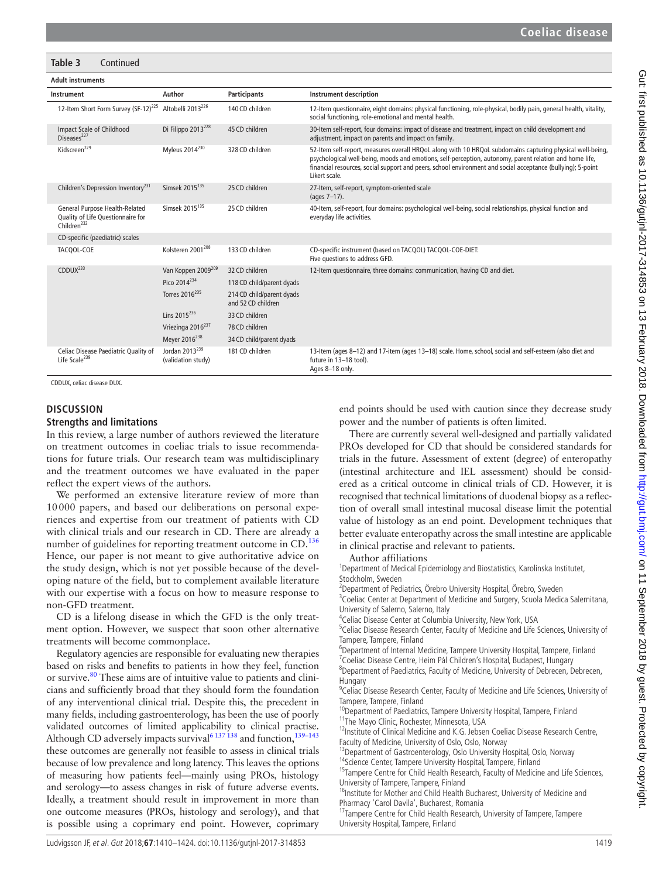**Table 3** Continued

| Adult instruments | | | |
|---|---|---|---|
| **Instrument** | **Author** | **Participants** | **Instrument description** |
| 12-Item Short Form Survey (SF-12)[225] | Altobelli 2013[226] | 140 CD children | 12-Item questionnaire, eight domains: physical functioning, role-physical, bodily pain, general health, vitality, social functioning, role-emotional and mental health. |
| Impact Scale of Childhood Diseases[227] | Di Filippo 2013[228] | 45 CD children | 30-Item self-report, four domains: impact of disease and treatment, impact on child development and adjustment, impact on parents and impact on family. |
| Kidscreen[229] | Myleus 2014[230] | 328 CD children | 52-Item self-report, measures overall HRQoL along with 10 HRQoL subdomains capturing physical well-being, psychological well-being, moods and emotions, self-perception, autonomy, parent relation and home life, financial resources, social support and peers, school environment and social acceptance (bullying); 5-point Likert scale. |
| Children's Depression Inventory[231] | Simsek 2015[135] | 25 CD children | 27-Item, self-report, symptom-oriented scale (ages 7–17). |
| General Purpose Health-Related Quality of Life Questionnaire for Children[232] | Simsek 2015[135] | 25 CD children | 40-Item, self-report, four domains: psychological well-being, social relationships, physical function and everyday life activities. |
| CD-specific (paediatric) scales | | | |
| TACQOL-COE | Kolsteren 2001[208] | 133 CD children | CD-specific instrument (based on TACQOL) TACQOL-COE-DIET: Five questions to address GFD. |
| CDDUX[233] | Van Koppen 2009[209] | 32 CD children | 12-Item questionnaire, three domains: communication, having CD and diet. |
| | Pico 2014[234] | 118 CD child/parent dyads | |
| | Torres 2016[235] | 214 CD child/parent dyads and 52 CD children | |
| | Lins 2015[236] | 33 CD children | |
| | Vriezinga 2016[237] | 78 CD children | |
| | Meyer 2016[238] | 34 CD child/parent dyads | |
| Celiac Disease Paediatric Quality of Life Scale[239] | Jordan 2013[239] (validation study) | 181 CD children | 13-Item (ages 8–12) and 17-item (ages 13–18) scale. Home, school, social and self-esteem (also diet and future in 13–18 tool). Ages 8–18 only. |

CDDUX, celiac disease DUX.

## DISCUSSION

### Strengths and limitations

In this review, a large number of authors reviewed the literature on treatment outcomes in coeliac trials to issue recommendations for future trials. Our research team was multidisciplinary and the treatment outcomes we have evaluated in the paper reflect the expert views of the authors.

We performed an extensive literature review of more than 10 000 papers, and based our deliberations on personal experiences and expertise from our treatment of patients with CD with clinical trials and our research in CD. There are already a number of guidelines for reporting treatment outcome in CD.[136] Hence, our paper is not meant to give authoritative advice on the study design, which is not yet possible because of the developing nature of the field, but to complement available literature with our expertise with a focus on how to measure response to non-GFD treatment.

CD is a lifelong disease in which the GFD is the only treatment option. However, we suspect that soon other alternative treatments will become commonplace.

Regulatory agencies are responsible for evaluating new therapies based on risks and benefits to patients in how they feel, function or survive.[80] These aims are of intuitive value to patients and clinicians and sufficiently broad that they should form the foundation of any interventional clinical trial. Despite this, the precedent in many fields, including gastroenterology, has been the use of poorly validated outcomes of limited applicability to clinical practise. Although CD adversely impacts survival[6 137 138] and function,[139–143] these outcomes are generally not feasible to assess in clinical trials because of low prevalence and long latency. This leaves the options of measuring how patients feel—mainly using PROs, histology and serology—to assess changes in risk of future adverse events. Ideally, a treatment should result in improvement in more than one outcome measures (PROs, histology and serology), and that is possible using a coprimary end point. However, coprimary end points should be used with caution since they decrease study power and the number of patients is often limited.

There are currently several well-designed and partially validated PROs developed for CD that should be considered standards for trials in the future. Assessment of extent (degree) of enteropathy (intestinal architecture and IEL assessment) should be considered as a critical outcome in clinical trials of CD. However, it is recognised that technical limitations of duodenal biopsy as a reflection of overall small intestinal mucosal disease limit the potential value of histology as an end point. Development techniques that better evaluate enteropathy across the small intestine are applicable in clinical practise and relevant to patients.

Author affiliations

[1]Department of Medical Epidemiology and Biostatistics, Karolinska Institutet, Stockholm, Sweden
[2]Department of Pediatrics, Örebro University Hospital, Örebro, Sweden
[3]Coeliac Center at Department of Medicine and Surgery, Scuola Medica Salernitana, University of Salerno, Salerno, Italy
[4]Celiac Disease Center at Columbia University, New York, USA
[5]Celiac Disease Research Center, Faculty of Medicine and Life Sciences, University of Tampere, Tampere, Finland
[6]Department of Internal Medicine, Tampere University Hospital, Tampere, Finland
[7]Coeliac Disease Centre, Heim Pál Children's Hospital, Budapest, Hungary
[8]Department of Paediatrics, Faculty of Medicine, University of Debrecen, Debrecen, Hungary
[9]Celiac Disease Research Center, Faculty of Medicine and Life Sciences, University of Tampere, Tampere, Finland
[10]Department of Paediatrics, Tampere University Hospital, Tampere, Finland
[11]The Mayo Clinic, Rochester, Minnesota, USA
[12]Institute of Clinical Medicine and K.G. Jebsen Coeliac Disease Research Centre, Faculty of Medicine, University of Oslo, Oslo, Norway
[13]Department of Gastroenterology, Oslo University Hospital, Oslo, Norway
[14]Science Center, Tampere University Hospital, Tampere, Finland
[15]Tampere Centre for Child Health Research, Faculty of Medicine and Life Sciences, University of Tampere, Tampere, Finland
[16]Institute for Mother and Child Health Bucharest, University of Medicine and Pharmacy 'Carol Davila', Bucharest, Romania
[17]Tampere Centre for Child Health Research, University of Tampere, Tampere University Hospital, Tampere, Finland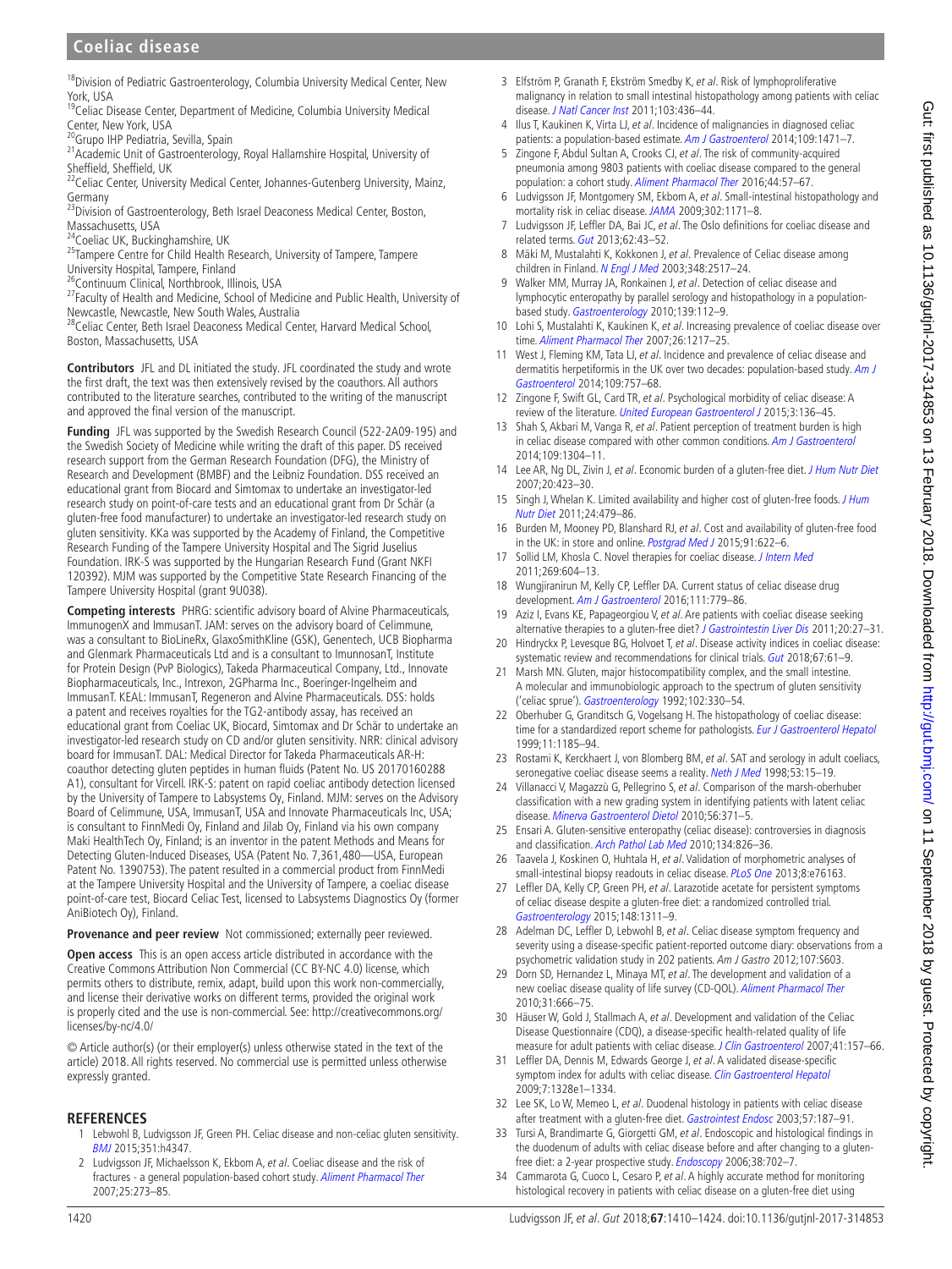[18]Division of Pediatric Gastroenterology, Columbia University Medical Center, New York, USA
[19]Celiac Disease Center, Department of Medicine, Columbia University Medical Center, New York, USA
[20]Grupo IHP Pediatria, Sevilla, Spain
[21]Academic Unit of Gastroenterology, Royal Hallamshire Hospital, University of Sheffield, Sheffield, UK
[22]Celiac Center, University Medical Center, Johannes-Gutenberg University, Mainz, Germany
[23]Division of Gastroenterology, Beth Israel Deaconess Medical Center, Boston, Massachusetts, USA
[24]Coeliac UK, Buckinghamshire, UK
[25]Tampere Centre for Child Health Research, University of Tampere, Tampere University Hospital, Tampere, Finland
[26]Continuum Clinical, Northbrook, Illinois, USA
[27]Faculty of Health and Medicine, School of Medicine and Public Health, University of Newcastle, Newcastle, New South Wales, Australia
[28]Celiac Center, Beth Israel Deaconess Medical Center, Harvard Medical School, Boston, Massachusetts, USA

**Contributors** JFL and DL initiated the study. JFL coordinated the study and wrote the first draft, the text was then extensively revised by the coauthors. All authors contributed to the literature searches, contributed to the writing of the manuscript and approved the final version of the manuscript.

**Funding** JFL was supported by the Swedish Research Council (522-2A09-195) and the Swedish Society of Medicine while writing the draft of this paper. DS received research support from the German Research Foundation (DFG), the Ministry of Research and Development (BMBF) and the Leibniz Foundation. DSS received an educational grant from Biocard and Simtomax to undertake an investigator-led research study on point-of-care tests and an educational grant from Dr Schär (a gluten-free food manufacturer) to undertake an investigator-led research study on gluten sensitivity. KKa was supported by the Academy of Finland, the Competitive Research Funding of the Tampere University Hospital and The Sigrid Juselius Foundation. IRK-S was supported by the Hungarian Research Fund (Grant NKFI 120392). MJM was supported by the Competitive State Research Financing of the Tampere University Hospital (grant 9U038).

**Competing interests** PHRG: scientific advisory board of Alvine Pharmaceuticals, ImmunogenX and ImmusanT. JAM: serves on the advisory board of Celimmune, was a consultant to BioLineRx, GlaxoSmithKline (GSK), Genentech, UCB Biopharma and Glenmark Pharmaceuticals Ltd and is a consultant to ImunnosanT, Institute for Protein Design (PvP Biologics), Takeda Pharmaceutical Company, Ltd., Innovate Biopharmaceuticals, Inc., Intrexon, 2GPharma Inc., Boeringer-Ingelheim and ImmusanT. KEAL: ImmusanT, Regeneron and Alvine Pharmaceuticals. DSS: holds a patent and receives royalties for the TG2-antibody assay, has received an educational grant from Coeliac UK, Biocard, Simtomax and Dr Schär to undertake an investigator-led research study on CD and/or gluten sensitivity. NRR: clinical advisory board for ImmusanT. DAL: Medical Director for Takeda Pharmaceuticals AR-H: coauthor detecting gluten peptides in human fluids (Patent No. US 20170160288 A1), consultant for Vircell. IRK-S: patent on rapid coeliac antibody detection licensed by the University of Tampere to Labsystems Oy, Finland. MJM: serves on the Advisory Board of Celimmune, USA, ImmusanT, USA and Innovate Pharmaceuticals Inc, USA; is consultant to FinnMedi Oy, Finland and Jilab Oy, Finland via his own company Maki HealthTech Oy, Finland; is an inventor in the patent Methods and Means for Detecting Gluten-Induced Diseases, USA (Patent No. 7,361,480—USA, European Patent No. 1390753). The patent resulted in a commercial product from FinnMedi at the Tampere University Hospital and the University of Tampere, a coeliac disease point-of-care test, Biocard Celiac Test, licensed to Labsystems Diagnostics Oy (former AniBiotech Oy), Finland.

**Provenance and peer review** Not commissioned; externally peer reviewed.

**Open access** This is an open access article distributed in accordance with the Creative Commons Attribution Non Commercial (CC BY-NC 4.0) license, which permits others to distribute, remix, adapt, build upon this work non-commercially, and license their derivative works on different terms, provided the original work is properly cited and the use is non-commercial. See: http://creativecommons.org/licenses/by-nc/4.0/

© Article author(s) (or their employer(s) unless otherwise stated in the text of the article) 2018. All rights reserved. No commercial use is permitted unless otherwise expressly granted.

## REFERENCES

1. Lebwohl B, Ludvigsson JF, Green PH. Celiac disease and non-celiac gluten sensitivity. *BMJ* 2015;351:h4347.
2. Ludvigsson JF, Michaelsson K, Ekbom A, *et al*. Coeliac disease and the risk of fractures - a general population-based cohort study. *Aliment Pharmacol Ther* 2007;25:273–85.
3. Elfström P, Granath F, Ekström Smedby K, *et al*. Risk of lymphoproliferative malignancy in relation to small intestinal histopathology among patients with celiac disease. *J Natl Cancer Inst* 2011;103:436–44.
4. Ilus T, Kaukinen K, Virta LJ, *et al*. Incidence of malignancies in diagnosed celiac patients: a population-based estimate. *Am J Gastroenterol* 2014;109:1471–7.
5. Zingone F, Abdul Sultan A, Crooks CJ, *et al*. The risk of community-acquired pneumonia among 9803 patients with coeliac disease compared to the general population: a cohort study. *Aliment Pharmacol Ther* 2016;44:57–67.
6. Ludvigsson JF, Montgomery SM, Ekbom A, *et al*. Small-intestinal histopathology and mortality risk in celiac disease. *JAMA* 2009;302:1171–8.
7. Ludvigsson JF, Leffler DA, Bai JC, *et al*. The Oslo definitions for coeliac disease and related terms. *Gut* 2013;62:43–52.
8. Mäki M, Mustalahti K, Kokkonen J, *et al*. Prevalence of Celiac disease among children in Finland. *N Engl J Med* 2003;348:2517–24.
9. Walker MM, Murray JA, Ronkainen J, *et al*. Detection of celiac disease and lymphocytic enteropathy by parallel serology and histopathology in a population-based study. *Gastroenterology* 2010;139:112–9.
10. Lohi S, Mustalahti K, Kaukinen K, *et al*. Increasing prevalence of coeliac disease over time. *Aliment Pharmacol Ther* 2007;26:1217–25.
11. West J, Fleming KM, Tata LJ, *et al*. Incidence and prevalence of celiac disease and dermatitis herpetiformis in the UK over two decades: population-based study. *Am J Gastroenterol* 2014;109:757–68.
12. Zingone F, Swift GL, Card TR, *et al*. Psychological morbidity of celiac disease: A review of the literature. *United European Gastroenterol J* 2015;3:136–45.
13. Shah S, Akbari M, Vanga R, *et al*. Patient perception of treatment burden is high in celiac disease compared with other common conditions. *Am J Gastroenterol* 2014;109:1304–11.
14. Lee AR, Ng DL, Zivin J, *et al*. Economic burden of a gluten-free diet. *J Hum Nutr Diet* 2007;20:423–30.
15. Singh J, Whelan K. Limited availability and higher cost of gluten-free foods. *J Hum Nutr Diet* 2011;24:479–86.
16. Burden M, Mooney PD, Blanshard RJ, *et al*. Cost and availability of gluten-free food in the UK: in store and online. *Postgrad Med J* 2015;91:622–6.
17. Sollid LM, Khosla C. Novel therapies for coeliac disease. *J Intern Med* 2011;269:604–13.
18. Wungjiranirun M, Kelly CP, Leffler DA. Current status of celiac disease drug development. *Am J Gastroenterol* 2016;111:779–86.
19. Aziz I, Evans KE, Papageorgiou V, *et al*. Are patients with coeliac disease seeking alternative therapies to a gluten-free diet? *J Gastrointestin Liver Dis* 2011;20:27–31.
20. Hindryckx P, Levesque BG, Holvoet T, *et al*. Disease activity indices in coeliac disease: systematic review and recommendations for clinical trials. *Gut* 2018;67:61–9.
21. Marsh MN. Gluten, major histocompatibility complex, and the small intestine. A molecular and immunobiologic approach to the spectrum of gluten sensitivity ('celiac sprue'). *Gastroenterology* 1992;102:330–54.
22. Oberhuber G, Granditsch G, Vogelsang H. The histopathology of coeliac disease: time for a standardized report scheme for pathologists. *Eur J Gastroenterol Hepatol* 1999;11:1185–94.
23. Rostami K, Kerckhaert J, von Blomberg BM, *et al*. SAT and serology in adult coeliacs, seronegative coeliac disease seems a reality. *Neth J Med* 1998;53:15–19.
24. Villanacci V, Magazzù G, Pellegrino S, *et al*. Comparison of the marsh-oberhuber classification with a new grading system in identifying patients with latent celiac disease. *Minerva Gastroenterol Dietol* 2010;56:371–5.
25. Ensari A. Gluten-sensitive enteropathy (celiac disease): controversies in diagnosis and classification. *Arch Pathol Lab Med* 2010;134:826–36.
26. Taavela J, Koskinen O, Huhtala H, *et al*. Validation of morphometric analyses of small-intestinal biopsy readouts in celiac disease. *PLoS One* 2013;8:e76163.
27. Leffler DA, Kelly CP, Green PH, *et al*. Larazotide acetate for persistent symptoms of celiac disease despite a gluten-free diet: a randomized controlled trial. *Gastroenterology* 2015;148:1311–9.
28. Adelman DC, Leffler D, Lebwohl B, *et al*. Celiac disease symptom frequency and severity using a disease-specific patient-reported outcome diary: observations from a psychometric validation study in 202 patients. *Am J Gastro* 2012;107:S603.
29. Dorn SD, Hernandez L, Minaya MT, *et al*. The development and validation of a new coeliac disease quality of life survey (CD-QOL). *Aliment Pharmacol Ther* 2010;31:666–75.
30. Häuser W, Gold J, Stallmach A, *et al*. Development and validation of the Celiac Disease Questionnaire (CDQ), a disease-specific health-related quality of life measure for adult patients with celiac disease. *J Clin Gastroenterol* 2007;41:157–66.
31. Leffler DA, Dennis M, Edwards George J, *et al*. A validated disease-specific symptom index for adults with celiac disease. *Clin Gastroenterol Hepatol* 2009;7:1328e1–1334.
32. Lee SK, Lo W, Memeo L, *et al*. Duodenal histology in patients with celiac disease after treatment with a gluten-free diet. *Gastrointest Endosc* 2003;57:187–91.
33. Tursi A, Brandimarte G, Giorgetti GM, *et al*. Endoscopic and histological findings in the duodenum of adults with celiac disease before and after changing to a gluten-free diet: a 2-year prospective study. *Endoscopy* 2006;38:702–7.
34. Cammarota G, Cuoco L, Cesaro P, *et al*. A highly accurate method for monitoring histological recovery in patients with celiac disease on a gluten-free diet using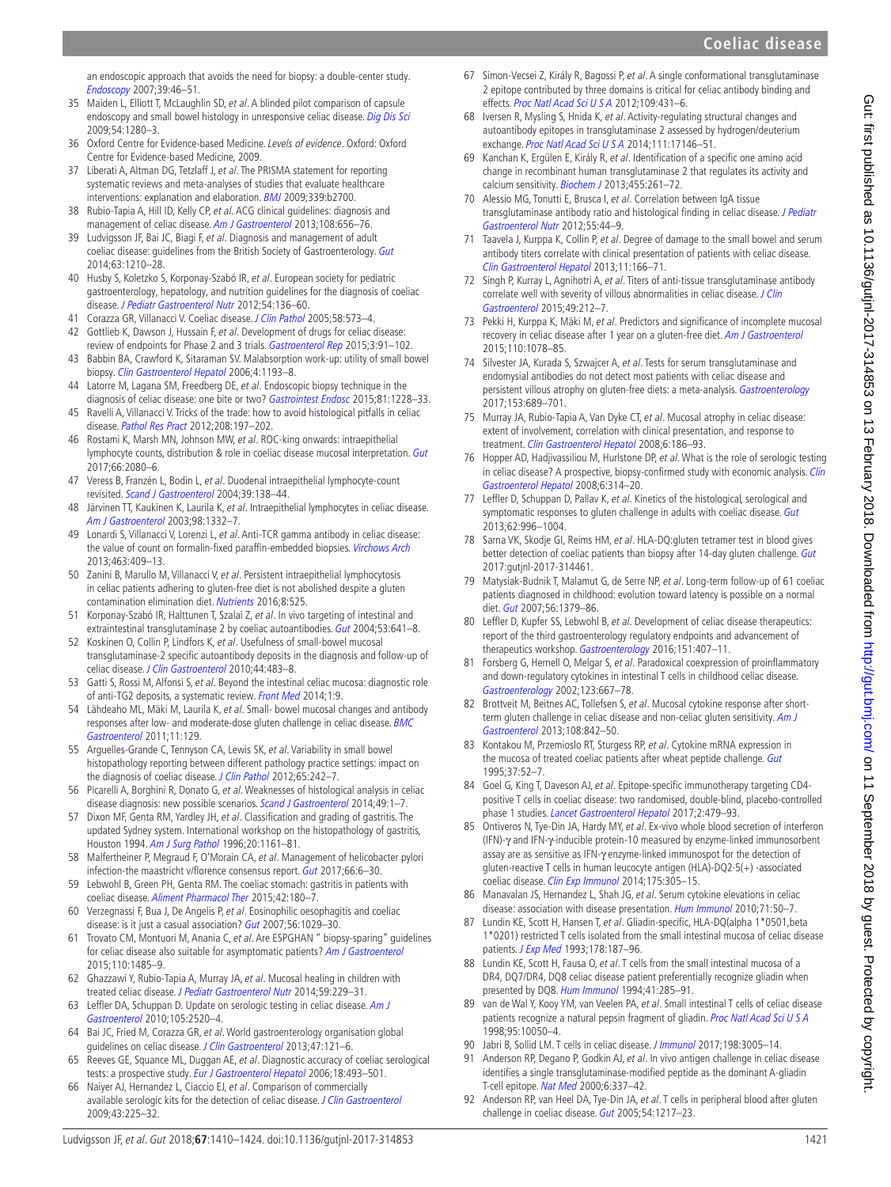an endoscopic approach that avoids the need for biopsy: a double-center study. *Endoscopy* 2007;39:46–51.

35 Maiden L, Elliott T, McLaughlin SD, *et al*. A blinded pilot comparison of capsule endoscopy and small bowel histology in unresponsive celiac disease. *Dig Dis Sci* 2009;54:1280–3.

36 Oxford Centre for Evidence-based Medicine. *Levels of evidence*. Oxford: Oxford Centre for Evidence-based Medicine, 2009.

37 Liberati A, Altman DG, Tetzlaff J, *et al*. The PRISMA statement for reporting systematic reviews and meta-analyses of studies that evaluate healthcare interventions: explanation and elaboration. *BMJ* 2009;339:b2700.

38 Rubio-Tapia A, Hill ID, Kelly CP, *et al*. ACG clinical guidelines: diagnosis and management of celiac disease. *Am J Gastroenterol* 2013;108:656–76.

39 Ludvigsson JF, Bai JC, Biagi F, *et al*. Diagnosis and management of adult coeliac disease: guidelines from the British Society of Gastroenterology. *Gut* 2014;63:1210–28.

40 Husby S, Koletzko S, Korponay-Szabó IR, *et al*. European society for pediatric gastroenterology, hepatology, and nutrition guidelines for the diagnosis of coeliac disease. *J Pediatr Gastroenterol Nutr* 2012;54:136–60.

41 Corazza GR, Villanacci V. Coeliac disease. *J Clin Pathol* 2005;58:573–4.

42 Gottlieb K, Dawson J, Hussain F, *et al*. Development of drugs for celiac disease: review of endpoints for Phase 2 and 3 trials. *Gastroenterol Rep* 2015;3:91–102.

43 Babbin BA, Crawford K, Sitaraman SV. Malabsorption work-up: utility of small bowel biopsy. *Clin Gastroenterol Hepatol* 2006;4:1193–8.

44 Latorre M, Lagana SM, Freedberg DE, *et al*. Endoscopic biopsy technique in the diagnosis of celiac disease: one bite or two? *Gastrointest Endosc* 2015;81:1228–33.

45 Ravelli A, Villanacci V. Tricks of the trade: how to avoid histological pitfalls in celiac disease. *Pathol Res Pract* 2012;208:197–202.

46 Rostami K, Marsh MN, Johnson MW, *et al*. ROC-king onwards: intraepithelial lymphocyte counts, distribution & role in coeliac disease mucosal interpretation. *Gut* 2017;66:2080–6.

47 Veress B, Franzén L, Bodin L, *et al*. Duodenal intraepithelial lymphocyte-count revisited. *Scand J Gastroenterol* 2004;39:138–44.

48 Järvinen TT, Kaukinen K, Laurila K, *et al*. Intraepithelial lymphocytes in celiac disease. *Am J Gastroenterol* 2003;98:1332–7.

49 Lonardi S, Villanacci V, Lorenzi L, *et al*. Anti-TCR gamma antibody in celiac disease: the value of count on formalin-fixed paraffin-embedded biopsies. *Virchows Arch* 2013;463:409–13.

50 Zanini B, Marullo M, Villanacci V, *et al*. Persistent intraepithelial lymphocytosis in celiac patients adhering to gluten-free diet is not abolished despite a gluten contamination elimination diet. *Nutrients* 2016;8:525.

51 Korponay-Szabó IR, Halttunen T, Szalai Z, *et al*. In vivo targeting of intestinal and extraintestinal transglutaminase 2 by coeliac autoantibodies. *Gut* 2004;53:641–8.

52 Koskinen O, Collin P, Lindfors K, *et al*. Usefulness of small-bowel mucosal transglutaminase-2 specific autoantibody deposits in the diagnosis and follow-up of celiac disease. *J Clin Gastroenterol* 2010;44:483–8.

53 Gatti S, Rossi M, Alfonsi S, *et al*. Beyond the intestinal celiac mucosa: diagnostic role of anti-TG2 deposits, a systematic review. *Front Med* 2014;1:9.

54 Lähdeaho ML, Mäki M, Laurila K, *et al*. Small- bowel mucosal changes and antibody responses after low- and moderate-dose gluten challenge in celiac disease. *BMC Gastroenterol* 2011;11:129.

55 Arguelles-Grande C, Tennyson CA, Lewis SK, *et al*. Variability in small bowel histopathology reporting between different pathology practice settings: impact on the diagnosis of coeliac disease. *J Clin Pathol* 2012;65:242–7.

56 Picarelli A, Borghini R, Donato G, *et al*. Weaknesses of histological analysis in celiac disease diagnosis: new possible scenarios. *Scand J Gastroenterol* 2014;49:1–7.

57 Dixon MF, Genta RM, Yardley JH, *et al*. Classification and grading of gastritis. The updated Sydney system. International workshop on the histopathology of gastritis, Houston 1994. *Am J Surg Pathol* 1996;20:1161–81.

58 Malfertheiner P, Megraud F, O'Morain CA, *et al*. Management of helicobacter pylori infection-the maastricht v/florence consensus report. *Gut* 2017;66:6–30.

59 Lebwohl B, Green PH, Genta RM. The coeliac stomach: gastritis in patients with coeliac disease. *Aliment Pharmacol Ther* 2015;42:180–7.

60 Verzegnassi F, Bua J, De Angelis P, *et al*. Eosinophilic oesophagitis and coeliac disease: is it just a casual association? *Gut* 2007;56:1029–30.

61 Trovato CM, Montuori M, Anania C, *et al*. Are ESPGHAN " biopsy-sparing" guidelines for celiac disease also suitable for asymptomatic patients? *Am J Gastroenterol* 2015;110:1485–9.

62 Ghazzawi Y, Rubio-Tapia A, Murray JA, *et al*. Mucosal healing in children with treated celiac disease. *J Pediatr Gastroenterol Nutr* 2014;59:229–31.

63 Leffler DA, Schuppan D. Update on serologic testing in celiac disease. *Am J Gastroenterol* 2010;105:2520–4.

64 Bai JC, Fried M, Corazza GR, *et al*. World gastroenterology organisation global guidelines on celiac disease. *J Clin Gastroenterol* 2013;47:121–6.

65 Reeves GE, Squance ML, Duggan AE, *et al*. Diagnostic accuracy of coeliac serological tests: a prospective study. *Eur J Gastroenterol Hepatol* 2006;18:493–501.

66 Naiyer AJ, Hernandez L, Ciaccio EJ, *et al*. Comparison of commercially available serologic kits for the detection of celiac disease. *J Clin Gastroenterol* 2009;43:225–32.

67 Simon-Vecsei Z, Király R, Bagossi P, *et al*. A single conformational transglutaminase 2 epitope contributed by three domains is critical for celiac antibody binding and effects. *Proc Natl Acad Sci U S A* 2012;109:431–6.

68 Iversen R, Mysling S, Hnida K, *et al*. Activity-regulating structural changes and autoantibody epitopes in transglutaminase 2 assessed by hydrogen/deuterium exchange. *Proc Natl Acad Sci U S A* 2014;111:17146–51.

69 Kanchan K, Ergülen E, Király R, *et al*. Identification of a specific one amino acid change in recombinant human transglutaminase 2 that regulates its activity and calcium sensitivity. *Biochem J* 2013;455:261–72.

70 Alessio MG, Tonutti E, Brusca I, *et al*. Correlation between IgA tissue transglutaminase antibody ratio and histological finding in celiac disease. *J Pediatr Gastroenterol Nutr* 2012;55:44–9.

71 Taavela J, Kurppa K, Collin P, *et al*. Degree of damage to the small bowel and serum antibody titers correlate with clinical presentation of patients with celiac disease. *Clin Gastroenterol Hepatol* 2013;11:166–71.

72 Singh P, Kurray L, Agnihotri A, *et al*. Titers of anti-tissue transglutaminase antibody correlate well with severity of villous abnormalities in celiac disease. *J Clin Gastroenterol* 2015;49:212–7.

73 Pekki H, Kurppa K, Mäki M, *et al*. Predictors and significance of incomplete mucosal recovery in celiac disease after 1 year on a gluten-free diet. *Am J Gastroenterol* 2015;110:1078–85.

74 Silvester JA, Kurada S, Szwajcer A, *et al*. Tests for serum transglutaminase and endomysial antibodies do not detect most patients with celiac disease and persistent villous atrophy on gluten-free diets: a meta-analysis. *Gastroenterology* 2017;153:689–701.

75 Murray JA, Rubio-Tapia A, Van Dyke CT, *et al*. Mucosal atrophy in celiac disease: extent of involvement, correlation with clinical presentation, and response to treatment. *Clin Gastroenterol Hepatol* 2008;6:186–93.

76 Hopper AD, Hadjivassiliou M, Hurlstone DP, *et al*. What is the role of serologic testing in celiac disease? A prospective, biopsy-confirmed study with economic analysis. *Clin Gastroenterol Hepatol* 2008;6:314–20.

77 Leffler D, Schuppan D, Pallav K, *et al*. Kinetics of the histological, serological and symptomatic responses to gluten challenge in adults with coeliac disease. *Gut* 2013;62:996–1004.

78 Sarna VK, Skodje GI, Reims HM, *et al*. HLA-DQ:gluten tetramer test in blood gives better detection of coeliac patients than biopsy after 14-day gluten challenge. *Gut* 2017:gutjnl-2017-314461.

79 Matysiak-Budnik T, Malamut G, de Serre NP, *et al*. Long-term follow-up of 61 coeliac patients diagnosed in childhood: evolution toward latency is possible on a normal diet. *Gut* 2007;56:1379–86.

80 Leffler D, Kupfer SS, Lebwohl B, *et al*. Development of celiac disease therapeutics: report of the third gastroenterology regulatory endpoints and advancement of therapeutics workshop. *Gastroenterology* 2016;151:407–11.

81 Forsberg G, Hernell O, Melgar S, *et al*. Paradoxical coexpression of proinflammatory and down-regulatory cytokines in intestinal T cells in childhood celiac disease. *Gastroenterology* 2002;123:667–78.

82 Brottveit M, Beitnes AC, Tollefsen S, *et al*. Mucosal cytokine response after short-term gluten challenge in celiac disease and non-celiac gluten sensitivity. *Am J Gastroenterol* 2013;108:842–50.

83 Kontakou M, Przemioslo RT, Sturgess RP, *et al*. Cytokine mRNA expression in the mucosa of treated coeliac patients after wheat peptide challenge. *Gut* 1995;37:52–7.

84 Goel G, King T, Daveson AJ, *et al*. Epitope-specific immunotherapy targeting CD4-positive T cells in coeliac disease: two randomised, double-blind, placebo-controlled phase 1 studies. *Lancet Gastroenterol Hepatol* 2017;2:479–93.

85 Ontiveros N, Tye-Din JA, Hardy MY, *et al*. Ex-vivo whole blood secretion of interferon (IFN)-γ and IFN-γ-inducible protein-10 measured by enzyme-linked immunosorbent assay are as sensitive as IFN-γ enzyme-linked immunospot for the detection of gluten-reactive T cells in human leucocyte antigen (HLA)-DQ2·5(+) -associated coeliac disease. *Clin Exp Immunol* 2014;175:305–15.

86 Manavalan JS, Hernandez L, Shah JG, *et al*. Serum cytokine elevations in celiac disease: association with disease presentation. *Hum Immunol* 2010;71:50–7.

87 Lundin KE, Scott H, Hansen T, *et al*. Gliadin-specific, HLA-DQ(alpha 1*0501,beta 1*0201) restricted T cells isolated from the small intestinal mucosa of celiac disease patients. *J Exp Med* 1993;178:187–96.

88 Lundin KE, Scott H, Fausa O, *et al*. T cells from the small intestinal mucosa of a DR4, DQ7/DR4, DQ8 celiac disease patient preferentially recognize gliadin when presented by DQ8. *Hum Immunol* 1994;41:285–91.

89 van de Wal Y, Kooy YM, van Veelen PA, *et al*. Small intestinal T cells of celiac disease patients recognize a natural pepsin fragment of gliadin. *Proc Natl Acad Sci U S A* 1998;95:10050–4.

90 Jabri B, Sollid LM. T cells in celiac disease. *J Immunol* 2017;198:3005–14.

91 Anderson RP, Degano P, Godkin AJ, *et al*. In vivo antigen challenge in celiac disease identifies a single transglutaminase-modified peptide as the dominant A-gliadin T-cell epitope. *Nat Med* 2000;6:337–42.

92 Anderson RP, van Heel DA, Tye-Din JA, *et al*. T cells in peripheral blood after gluten challenge in coeliac disease. *Gut* 2005;54:1217–23.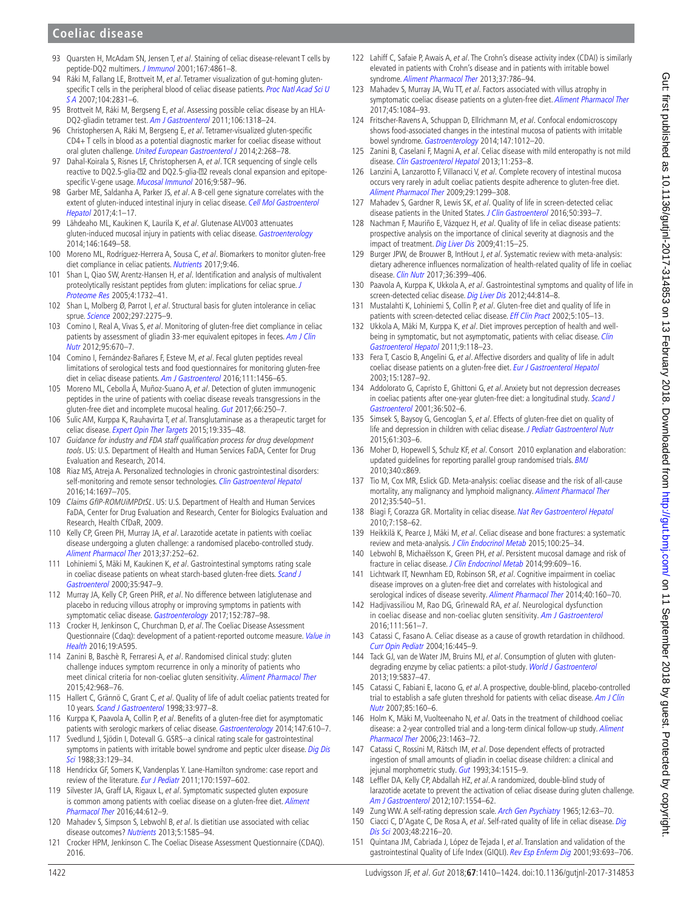93 Quarsten H, McAdam SN, Jensen T, *et al*. Staining of celiac disease-relevant T cells by peptide-DQ2 multimers. *J Immunol* 2001;167:4861–8.

94 Ráki M, Fallang LE, Brottveit M, *et al*. Tetramer visualization of gut-homing gluten-specific T cells in the peripheral blood of celiac disease patients. *Proc Natl Acad Sci U S A* 2007;104:2831–6.

95 Brottveit M, Ráki M, Bergseng E, *et al*. Assessing possible celiac disease by an HLA-DQ2-gliadin tetramer test. *Am J Gastroenterol* 2011;106:1318–24.

96 Christophersen A, Ráki M, Bergseng E, *et al*. Tetramer-visualized gluten-specific CD4+ T cells in blood as a potential diagnostic marker for coeliac disease without oral gluten challenge. *United European Gastroenterol J* 2014;2:268–78.

97 Dahal-Koirala S, Risnes LF, Christophersen A, *et al*. TCR sequencing of single cells reactive to DQ2.5-glia-α2 and DQ2.5-glia-ω2 reveals clonal expansion and epitope-specific V-gene usage. *Mucosal Immunol* 2016;9:587–96.

98 Garber ME, Saldanha A, Parker JS, *et al*. A B-cell gene signature correlates with the extent of gluten-induced intestinal injury in celiac disease. *Cell Mol Gastroenterol Hepatol* 2017;4:1–17.

99 Lähdeaho ML, Kaukinen K, Laurila K, *et al*. Glutenase ALV003 attenuates gluten-induced mucosal injury in patients with celiac disease. *Gastroenterology* 2014;146:1649–58.

100 Moreno ML, Rodríguez-Herrera A, Sousa C, *et al*. Biomarkers to monitor gluten-free diet compliance in celiac patients. *Nutrients* 2017;9:46.

101 Shan L, Qiao SW, Arentz-Hansen H, *et al*. Identification and analysis of multivalent proteolytically resistant peptides from gluten: implications for celiac sprue. *J Proteome Res* 2005;4:1732–41.

102 Shan L, Molberg Ø, Parrot I, *et al*. Structural basis for gluten intolerance in celiac sprue. *Science* 2002;297:2275–9.

103 Comino I, Real A, Vivas S, *et al*. Monitoring of gluten-free diet compliance in celiac patients by assessment of gliadin 33-mer equivalent epitopes in feces. *Am J Clin Nutr* 2012;95:670–7.

104 Comino I, Fernández-Bañares F, Esteve M, *et al*. Fecal gluten peptides reveal limitations of serological tests and food questionnaires for monitoring gluten-free diet in celiac disease patients. *Am J Gastroenterol* 2016;111:1456–65.

105 Moreno ML, Cebolla Á, Muñoz-Suano A, *et al*. Detection of gluten immunogenic peptides in the urine of patients with coeliac disease reveals transgressions in the gluten-free diet and incomplete mucosal healing. *Gut* 2017;66:250–7.

106 Sulic AM, Kurppa K, Rauhavirta T, *et al*. Transglutaminase as a therapeutic target for celiac disease. *Expert Opin Ther Targets* 2015;19:335–48.

107 *Guidance for industry and FDA staff qualification process for drug development tools*. US: U.S. Department of Health and Human Services FaDA, Center for Drug Evaluation and Research, 2014.

108 Riaz MS, Atreja A. Personalized technologies in chronic gastrointestinal disorders: self-monitoring and remote sensor technologies. *Clin Gastroenterol Hepatol* 2016;14:1697–705.

109 *Claims GfIP-ROMUiMPDtSL*. US: U.S. Department of Health and Human Services FaDA, Center for Drug Evaluation and Research, Center for Biologics Evaluation and Research, Health CfDaR, 2009.

110 Kelly CP, Green PH, Murray JA, *et al*. Larazotide acetate in patients with coeliac disease undergoing a gluten challenge: a randomised placebo-controlled study. *Aliment Pharmacol Ther* 2013;37:252–62.

111 Lohiniemi S, Mäki M, Kaukinen K, *et al*. Gastrointestinal symptoms rating scale in coeliac disease patients on wheat starch-based gluten-free diets. *Scand J Gastroenterol* 2000;35:947–9.

112 Murray JA, Kelly CP, Green PHR, *et al*. No difference between latiglutenase and placebo in reducing villous atrophy or improving symptoms in patients with symptomatic celiac disease. *Gastroenterology* 2017;152:787–98.

113 Crocker H, Jenkinson C, Churchman D, *et al*. The Coeliac Disease Assessment Questionnaire (Cdaq): development of a patient-reported outcome measure. *Value in Health* 2016;19:A595.

114 Zanini B, Baschè R, Ferraresi A, *et al*. Randomised clinical study: gluten challenge induces symptom recurrence in only a minority of patients who meet clinical criteria for non-coeliac gluten sensitivity. *Aliment Pharmacol Ther* 2015;42:968–76.

115 Hallert C, Grännö C, Grant C, *et al*. Quality of life of adult coeliac patients treated for 10 years. *Scand J Gastroenterol* 1998;33:977–8.

116 Kurppa K, Paavola A, Collin P, *et al*. Benefits of a gluten-free diet for asymptomatic patients with serologic markers of celiac disease. *Gastroenterology* 2014;147:610–7.

117 Svedlund J, Sjödin I, Dotevall G. GSRS--a clinical rating scale for gastrointestinal symptoms in patients with irritable bowel syndrome and peptic ulcer disease. *Dig Dis Sci* 1988;33:129–34.

118 Hendrickx GF, Somers K, Vandenplas Y. Lane-Hamilton syndrome: case report and review of the literature. *Eur J Pediatr* 2011;170:1597–602.

119 Silvester JA, Graff LA, Rigaux L, *et al*. Symptomatic suspected gluten exposure is common among patients with coeliac disease on a gluten-free diet. *Aliment Pharmacol Ther* 2016;44:612–9.

120 Mahadev S, Simpson S, Lebwohl B, *et al*. Is dietitian use associated with celiac disease outcomes? *Nutrients* 2013;5:1585–94.

121 Crocker HPM, Jenkinson C. The Coeliac Disease Assessment Questionnaire (CDAQ). 2016.

122 Lahiff C, Safaie P, Awais A, *et al*. The Crohn's disease activity index (CDAI) is similarly elevated in patients with Crohn's disease and in patients with irritable bowel syndrome. *Aliment Pharmacol Ther* 2013;37:786–94.

123 Mahadev S, Murray JA, Wu TT, *et al*. Factors associated with villus atrophy in symptomatic coeliac disease patients on a gluten-free diet. *Aliment Pharmacol Ther* 2017;45:1084–93.

124 Fritscher-Ravens A, Schuppan D, Ellrichmann M, *et al*. Confocal endomicroscopy shows food-associated changes in the intestinal mucosa of patients with irritable bowel syndrome. *Gastroenterology* 2014;147:1012–20.

125 Zanini B, Caselani F, Magni A, *et al*. Celiac disease with mild enteropathy is not mild disease. *Clin Gastroenterol Hepatol* 2013;11:253–8.

126 Lanzini A, Lanzarotto F, Villanacci V, *et al*. Complete recovery of intestinal mucosa occurs very rarely in adult coeliac patients despite adherence to gluten-free diet. *Aliment Pharmacol Ther* 2009;29:1299–308.

127 Mahadev S, Gardner R, Lewis SK, *et al*. Quality of life in screen-detected celiac disease patients in the United States. *J Clin Gastroenterol* 2016;50:393–7.

128 Nachman F, Mauriño E, Vázquez H, *et al*. Quality of life in celiac disease patients: prospective analysis on the importance of clinical severity at diagnosis and the impact of treatment. *Dig Liver Dis* 2009;41:15–25.

129 Burger JPW, de Brouwer B, IntHout J, *et al*. Systematic review with meta-analysis: dietary adherence influences normalization of health-related quality of life in coeliac disease. *Clin Nutr* 2017;36:399–406.

130 Paavola A, Kurppa K, Ukkola A, *et al*. Gastrointestinal symptoms and quality of life in screen-detected celiac disease. *Dig Liver Dis* 2012;44:814–8.

131 Mustalahti K, Lohiniemi S, Collin P, *et al*. Gluten-free diet and quality of life in patients with screen-detected celiac disease. *Eff Clin Pract* 2002;5:105–13.

132 Ukkola A, Mäki M, Kurppa K, *et al*. Diet improves perception of health and well-being in symptomatic, but not asymptomatic, patients with celiac disease. *Clin Gastroenterol Hepatol* 2011;9:118–23.

133 Fera T, Cascio B, Angelini G, *et al*. Affective disorders and quality of life in adult coeliac disease patients on a gluten-free diet. *Eur J Gastroenterol Hepatol* 2003;15:1287–92.

134 Addolorato G, Capristo E, Ghittoni G, *et al*. Anxiety but not depression decreases in coeliac patients after one-year gluten-free diet: a longitudinal study. *Scand J Gastroenterol* 2001;36:502–6.

135 Simsek S, Baysoy G, Gencoglan S, *et al*. Effects of gluten-free diet on quality of life and depression in children with celiac disease. *J Pediatr Gastroenterol Nutr* 2015;61:303–6.

136 Moher D, Hopewell S, Schulz KF, *et al*. Consort 2010 explanation and elaboration: updated guidelines for reporting parallel group randomised trials. *BMJ* 2010;340:c869.

137 Tio M, Cox MR, Eslick GD. Meta-analysis: coeliac disease and the risk of all-cause mortality, any malignancy and lymphoid malignancy. *Aliment Pharmacol Ther* 2012;35:540–51.

138 Biagi F, Corazza GR. Mortality in celiac disease. *Nat Rev Gastroenterol Hepatol* 2010;7:158–62.

139 Heikkilä K, Pearce J, Mäki M, *et al*. Celiac disease and bone fractures: a systematic review and meta-analysis. *J Clin Endocrinol Metab* 2015;100:25–34.

140 Lebwohl B, Michaëlsson K, Green PH, *et al*. Persistent mucosal damage and risk of fracture in celiac disease. *J Clin Endocrinol Metab* 2014;99:609–16.

141 Lichtwark IT, Newnham ED, Robinson SR, *et al*. Cognitive impairment in coeliac disease improves on a gluten-free diet and correlates with histological and serological indices of disease severity. *Aliment Pharmacol Ther* 2014;40:160–70.

142 Hadjivassiliou M, Rao DG, Grìnewald RA, *et al*. Neurological dysfunction in coeliac disease and non-coeliac gluten sensitivity. *Am J Gastroenterol* 2016;111:561–7.

143 Catassi C, Fasano A. Celiac disease as a cause of growth retardation in childhood. *Curr Opin Pediatr* 2004;16:445–9.

144 Tack GJ, van de Water JM, Bruins MJ, *et al*. Consumption of gluten with gluten-degrading enzyme by celiac patients: a pilot-study. *World J Gastroenterol* 2013;19:5837–47.

145 Catassi C, Fabiani E, Iacono G, *et al*. A prospective, double-blind, placebo-controlled trial to establish a safe gluten threshold for patients with celiac disease. *Am J Clin Nutr* 2007;85:160–6.

146 Holm K, Mäki M, Vuolteenaho N, *et al*. Oats in the treatment of childhood coeliac disease: a 2-year controlled trial and a long-term clinical follow-up study. *Aliment Pharmacol Ther* 2006;23:1463–72.

147 Catassi C, Rossini M, Rätsch IM, *et al*. Dose dependent effects of protracted ingestion of small amounts of gliadin in coeliac disease children: a clinical and jejunal morphometric study. *Gut* 1993;34:1515–9.

148 Leffler DA, Kelly CP, Abdallah HZ, *et al*. A randomized, double-blind study of larazotide acetate to prevent the activation of celiac disease during gluten challenge. *Am J Gastroenterol* 2012;107:1554–62.

149 Zung WW. A self-rating depression scale. *Arch Gen Psychiatry* 1965;12:63–70.

150 Ciacci C, D'Agate C, De Rosa A, *et al*. Self-rated quality of life in celiac disease. *Dig Dis Sci* 2003;48:2216–20.

151 Quintana JM, Cabriada J, López de Tejada I, *et al*. Translation and validation of the gastrointestinal Quality of Life Index (GIQLI). *Rev Esp Enferm Dig* 2001;93:693–706.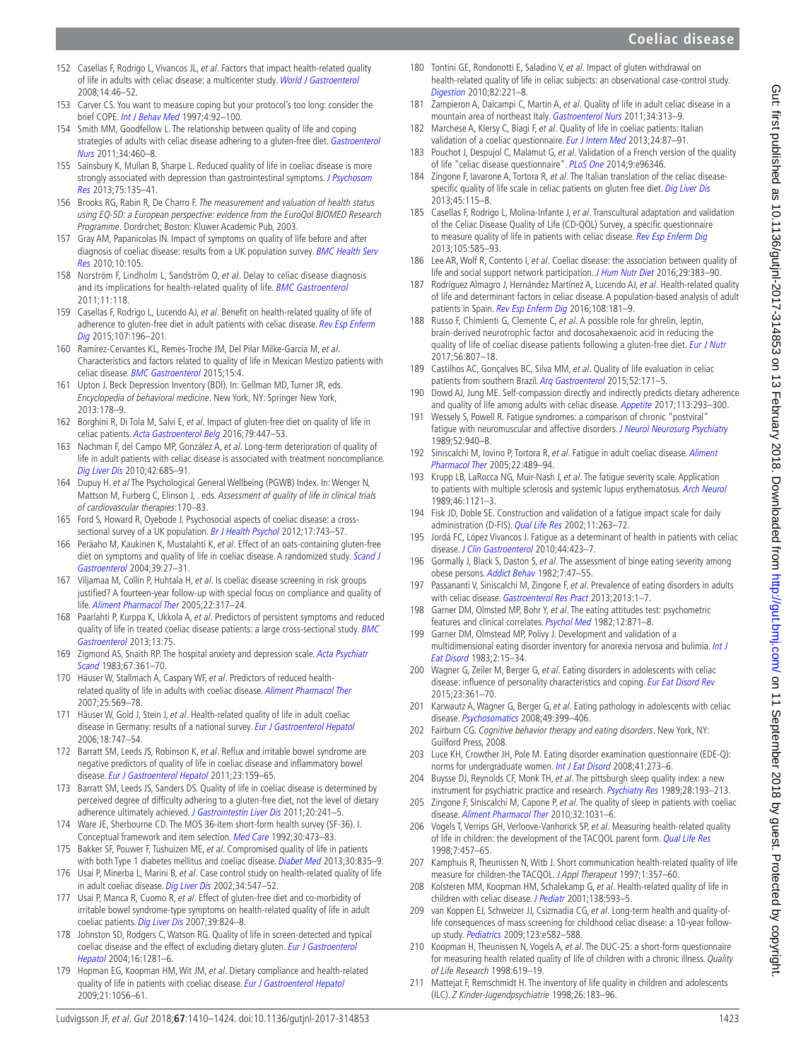152 Casellas F, Rodrigo L, Vivancos JL, *et al*. Factors that impact health-related quality of life in adults with celiac disease: a multicenter study. *World J Gastroenterol* 2008;14:46–52.

153 Carver CS. You want to measure coping but your protocol's too long: consider the brief COPE. *Int J Behav Med* 1997;4:92–100.

154 Smith MM, Goodfellow L. The relationship between quality of life and coping strategies of adults with celiac disease adhering to a gluten-free diet. *Gastroenterol Nurs* 2011;34:460–8.

155 Sainsbury K, Mullan B, Sharpe L. Reduced quality of life in coeliac disease is more strongly associated with depression than gastrointestinal symptoms. *J Psychosom Res* 2013;75:135–41.

156 Brooks RG, Rabin R, De Charro F. *The measurement and valuation of health status using EQ-5D: a European perspective: evidence from the EuroQol BIOMED Research Programme*. Dordrchet; Boston: Kluwer Academic Pub, 2003.

157 Gray AM, Papanicolas IN. Impact of symptoms on quality of life before and after diagnosis of coeliac disease: results from a UK population survey. *BMC Health Serv Res* 2010;10:105.

158 Norström F, Lindholm L, Sandström O, *et al*. Delay to celiac disease diagnosis and its implications for health-related quality of life. *BMC Gastroenterol* 2011;11:118.

159 Casellas F, Rodrigo L, Lucendo AJ, *et al*. Benefit on health-related quality of life of adherence to gluten-free diet in adult patients with celiac disease. *Rev Esp Enferm Dig* 2015;107:196–201.

160 Ramírez-Cervantes KL, Remes-Troche JM, Del Pilar Milke-García M, *et al*. Characteristics and factors related to quality of life in Mexican Mestizo patients with celiac disease. *BMC Gastroenterol* 2015;15:4.

161 Upton J. Beck Depression Inventory (BDI). In: Gellman MD, Turner JR, eds. *Encyclopedia of behavioral medicine*. New York, NY: Springer New York, 2013:178–9.

162 Borghini R, Di Tola M, Salvi E, *et al*. Impact of gluten-free diet on quality of life in celiac patients. *Acta Gastroenterol Belg* 2016;79:447–53.

163 Nachman F, del Campo MP, González A, *et al*. Long-term deterioration of quality of life in adult patients with celiac disease is associated with treatment noncompliance. *Dig Liver Dis* 2010;42:685–91.

164 Dupuy H. *et al* The Psychological General Wellbeing (PGWB) Index. In: Wenger N, Mattson M, Furberg C, Elinson J, . eds. *Assessment of quality of life in clinical trials of cardiovascular therapies*:170–83.

165 Ford S, Howard R, Oyebode J. Psychosocial aspects of coeliac disease: a cross-sectional survey of a UK population. *Br J Health Psychol* 2012;17:743–57.

166 Peräaho M, Kaukinen K, Mustalahti K, *et al*. Effect of an oats-containing gluten-free diet on symptoms and quality of life in coeliac disease. A randomized study. *Scand J Gastroenterol* 2004;39:27–31.

167 Viljamaa M, Collin P, Huhtala H, *et al*. Is coeliac disease screening in risk groups justified? A fourteen-year follow-up with special focus on compliance and quality of life. *Aliment Pharmacol Ther* 2005;22:317–24.

168 Paarlahti P, Kurppa K, Ukkola A, *et al*. Predictors of persistent symptoms and reduced quality of life in treated coeliac disease patients: a large cross-sectional study. *BMC Gastroenterol* 2013;13:75.

169 Zigmond AS, Snaith RP. The hospital anxiety and depression scale. *Acta Psychiatr Scand* 1983;67:361–70.

170 Häuser W, Stallmach A, Caspary WF, *et al*. Predictors of reduced health-related quality of life in adults with coeliac disease. *Aliment Pharmacol Ther* 2007;25:569–78.

171 Häuser W, Gold J, Stein J, *et al*. Health-related quality of life in adult coeliac disease in Germany: results of a national survey. *Eur J Gastroenterol Hepatol* 2006;18:747–54.

172 Barratt SM, Leeds JS, Robinson K, *et al*. Reflux and irritable bowel syndrome are negative predictors of quality of life in coeliac disease and inflammatory bowel disease. *Eur J Gastroenterol Hepatol* 2011;23:159–65.

173 Barratt SM, Leeds JS, Sanders DS. Quality of life in coeliac disease is determined by perceived degree of difficulty adhering to a gluten-free diet, not the level of dietary adherence ultimately achieved. *J Gastrointestin Liver Dis* 2011;20:241–5.

174 Ware JE, Sherbourne CD. The MOS 36-item short-form health survey (SF-36). I. Conceptual framework and item selection. *Med Care* 1992;30:473–83.

175 Bakker SF, Pouwer F, Tushuizen ME, *et al*. Compromised quality of life in patients with both Type 1 diabetes mellitus and coeliac disease. *Diabet Med* 2013;30:835–9.

176 Usai P, Minerba L, Marini B, *et al*. Case control study on health-related quality of life in adult coeliac disease. *Dig Liver Dis* 2002;34:547–52.

177 Usai P, Manca R, Cuomo R, *et al*. Effect of gluten-free diet and co-morbidity of irritable bowel syndrome-type symptoms on health-related quality of life in adult coeliac patients. *Dig Liver Dis* 2007;39:824–8.

178 Johnston SD, Rodgers C, Watson RG. Quality of life in screen-detected and typical coeliac disease and the effect of excluding dietary gluten. *Eur J Gastroenterol Hepatol* 2004;16:1281–6.

179 Hopman EG, Koopman HM, Wit JM, *et al*. Dietary compliance and health-related quality of life in patients with coeliac disease. *Eur J Gastroenterol Hepatol* 2009;21:1056–61.

180 Tontini GE, Rondonotti E, Saladino V, *et al*. Impact of gluten withdrawal on health-related quality of life in celiac subjects: an observational case-control study. *Digestion* 2010;82:221–8.

181 Zampieron A, Daicampi C, Martin A, *et al*. Quality of life in adult celiac disease in a mountain area of northeast Italy. *Gastroenterol Nurs* 2011;34:313–9.

182 Marchese A, Klersy C, Biagi F, *et al*. Quality of life in coeliac patients: Italian validation of a coeliac questionnaire. *Eur J Intern Med* 2013;24:87–91.

183 Pouchot J, Despujol C, Malamut G, *et al*. Validation of a French version of the quality of life "celiac disease questionnaire". *PLoS One* 2014;9:e96346.

184 Zingone F, Iavarone A, Tortora R, *et al*. The Italian translation of the celiac disease-specific quality of life scale in celiac patients on gluten free diet. *Dig Liver Dis* 2013;45:115–8.

185 Casellas F, Rodrigo L, Molina-Infante J, *et al*. Transcultural adaptation and validation of the Celiac Disease Quality of Life (CD-QOL) Survey, a specific questionnaire to measure quality of life in patients with celiac disease. *Rev Esp Enferm Dig* 2013;105:585–93.

186 Lee AR, Wolf R, Contento I, *et al*. Coeliac disease: the association between quality of life and social support network participation. *J Hum Nutr Diet* 2016;29:383–90.

187 Rodríguez Almagro J, Hernández Martínez A, Lucendo AJ, *et al*. Health-related quality of life and determinant factors in celiac disease. A population-based analysis of adult patients in Spain. *Rev Esp Enferm Dig* 2016;108:181–9.

188 Russo F, Chimienti G, Clemente C, *et al*. A possible role for ghrelin, leptin, brain-derived neurotrophic factor and docosahexaenoic acid in reducing the quality of life of coeliac disease patients following a gluten-free diet. *Eur J Nutr* 2017;56:807–18.

189 Castilhos AC, Gonçalves BC, Silva MM, *et al*. Quality of life evaluation in celiac patients from southern Brazil. *Arq Gastroenterol* 2015;52:171–5.

190 Dowd AJ, Jung ME. Self-compassion directly and indirectly predicts dietary adherence and quality of life among adults with celiac disease. *Appetite* 2017;113:293–300.

191 Wessely S, Powell R. Fatigue syndromes: a comparison of chronic "postviral" fatigue with neuromuscular and affective disorders. *J Neurol Neurosurg Psychiatry* 1989;52:940–8.

192 Siniscalchi M, Iovino P, Tortora R, *et al*. Fatigue in adult coeliac disease. *Aliment Pharmacol Ther* 2005;22:489–94.

193 Krupp LB, LaRocca NG, Muir-Nash J, *et al*. The fatigue severity scale. Application to patients with multiple sclerosis and systemic lupus erythematosus. *Arch Neurol* 1989;46:1121–3.

194 Fisk JD, Doble SE. Construction and validation of a fatigue impact scale for daily administration (D-FIS). *Qual Life Res* 2002;11:263–72.

195 Jordá FC, López Vivancos J. Fatigue as a determinant of health in patients with celiac disease. *J Clin Gastroenterol* 2010;44:423–7.

196 Gormally J, Black S, Daston S, *et al*. The assessment of binge eating severity among obese persons. *Addict Behav* 1982;7:47–55.

197 Passananti V, Siniscalchi M, Zingone F, *et al*. Prevalence of eating disorders in adults with celiac disease. *Gastroenterol Res Pract* 2013;2013:1–7.

198 Garner DM, Olmsted MP, Bohr Y, *et al*. The eating attitudes test: psychometric features and clinical correlates. *Psychol Med* 1982;12:871–8.

199 Garner DM, Olmstead MP, Polivy J. Development and validation of a multidimensional eating disorder inventory for anorexia nervosa and bulimia. *Int J Eat Disord* 1983;2:15–34.

200 Wagner G, Zeiler M, Berger G, *et al*. Eating disorders in adolescents with celiac disease: influence of personality characteristics and coping. *Eur Eat Disord Rev* 2015;23:361–70.

201 Karwautz A, Wagner G, Berger G, *et al*. Eating pathology in adolescents with celiac disease. *Psychosomatics* 2008;49:399–406.

202 Fairburn CG. *Cognitive behavior therapy and eating disorders*. New York, NY: Guilford Press, 2008.

203 Luce KH, Crowther JH, Pole M. Eating disorder examination questionnaire (EDE-Q): norms for undergraduate women. *Int J Eat Disord* 2008;41:273–6.

204 Buysse DJ, Reynolds CF, Monk TH, *et al*. The pittsburgh sleep quality index: a new instrument for psychiatric practice and research. *Psychiatry Res* 1989;28:193–213.

205 Zingone F, Siniscalchi M, Capone P, *et al*. The quality of sleep in patients with coeliac disease. *Aliment Pharmacol Ther* 2010;32:1031–6.

206 Vogels T, Verrips GH, Verloove-Vanhorick SP, *et al*. Measuring health-related quality of life in children: the development of the TACQOL parent form. *Qual Life Res* 1998;7:457–65.

207 Kamphuis R, Theunissen N, Witb J. Short communication health-related quality of life measure for children-the TACQOL. *J Appl Therapeut* 1997;1:357–60.

208 Kolsteren MM, Koopman HM, Schalekamp G, *et al*. Health-related quality of life in children with celiac disease. *J Pediatr* 2001;138:593–5.

209 van Koppen EJ, Schweizer JJ, Csizmadia CG, *et al*. Long-term health and quality-of-life consequences of mass screening for childhood celiac disease: a 10-year follow-up study. *Pediatrics* 2009;123:e582–588.

210 Koopman H, Theunissen N, Vogels A, *et al*. The DUC-25: a short-form questionnaire for measuring health related quality of life of children with a chronic illness. *Quality of Life Research* 1998:619–19.

211 Mattejat F, Remschmidt H. The inventory of life quality in children and adolescents (ILC). *Z Kinder-Jugendpsychiatrie* 1998;26:183–96.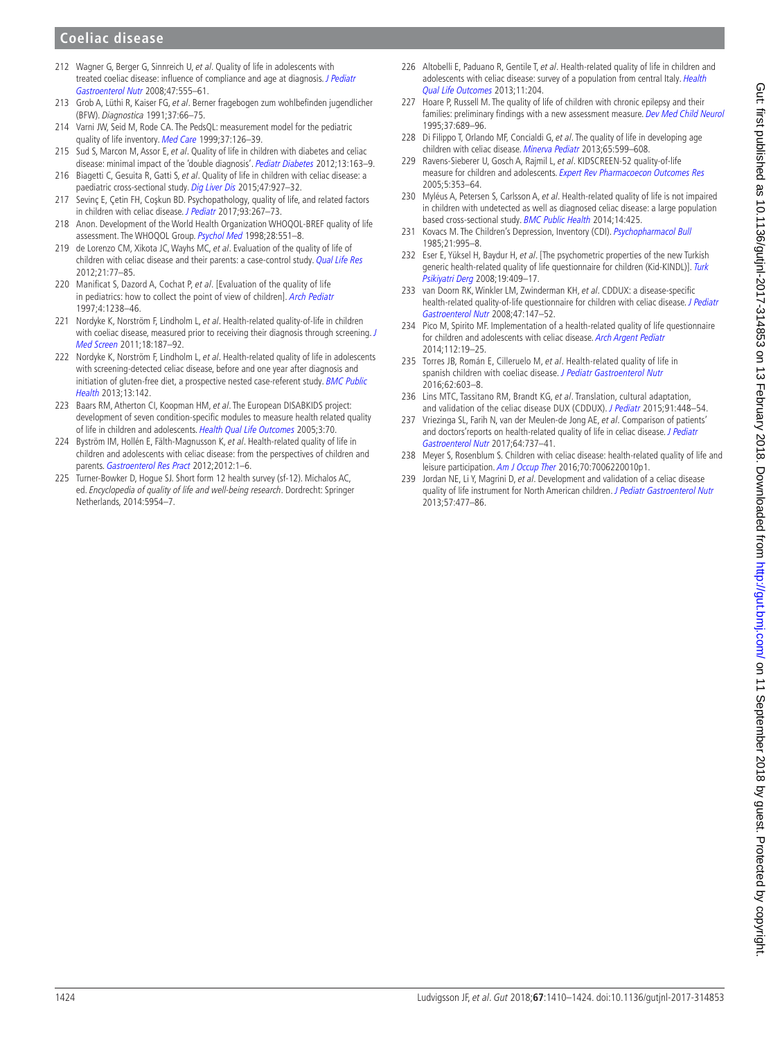212 Wagner G, Berger G, Sinnreich U, *et al*. Quality of life in adolescents with treated coeliac disease: influence of compliance and age at diagnosis. *J Pediatr Gastroenterol Nutr* 2008;47:555–61.

213 Grob A, Lüthi R, Kaiser FG, *et al*. Berner fragebogen zum wohlbefinden jugendlicher (BFW). *Diagnostica* 1991;37:66–75.

214 Varni JW, Seid M, Rode CA. The PedsQL: measurement model for the pediatric quality of life inventory. *Med Care* 1999;37:126–39.

215 Sud S, Marcon M, Assor E, *et al*. Quality of life in children with diabetes and celiac disease: minimal impact of the 'double diagnosis'. *Pediatr Diabetes* 2012;13:163–9.

216 Biagetti C, Gesuita R, Gatti S, *et al*. Quality of life in children with celiac disease: a paediatric cross-sectional study. *Dig Liver Dis* 2015;47:927–32.

217 Sevinç E, Çetin FH, Coşkun BD. Psychopathology, quality of life, and related factors in children with celiac disease. *J Pediatr* 2017;93:267–73.

218 Anon. Development of the World Health Organization WHOQOL-BREF quality of life assessment. The WHOQOL Group. *Psychol Med* 1998;28:551–8.

219 de Lorenzo CM, Xikota JC, Wayhs MC, *et al*. Evaluation of the quality of life of children with celiac disease and their parents: a case-control study. *Qual Life Res* 2012;21:77–85.

220 Manificat S, Dazord A, Cochat P, *et al*. [Evaluation of the quality of life in pediatrics: how to collect the point of view of children]. *Arch Pediatr* 1997;4:1238–46.

221 Nordyke K, Norström F, Lindholm L, *et al*. Health-related quality-of-life in children with coeliac disease, measured prior to receiving their diagnosis through screening. *J Med Screen* 2011;18:187–92.

222 Nordyke K, Norström F, Lindholm L, *et al*. Health-related quality of life in adolescents with screening-detected celiac disease, before and one year after diagnosis and initiation of gluten-free diet, a prospective nested case-referent study. *BMC Public Health* 2013;13:142.

223 Baars RM, Atherton CI, Koopman HM, *et al*. The European DISABKIDS project: development of seven condition-specific modules to measure health related quality of life in children and adolescents. *Health Qual Life Outcomes* 2005;3:70.

224 Byström IM, Hollén E, Fälth-Magnusson K, *et al*. Health-related quality of life in children and adolescents with celiac disease: from the perspectives of children and parents. *Gastroenterol Res Pract* 2012;2012:1–6.

225 Turner-Bowker D, Hogue SJ. Short form 12 health survey (sf-12). Michalos AC, ed. *Encyclopedia of quality of life and well-being research*. Dordrecht: Springer Netherlands, 2014:5954–7.

226 Altobelli E, Paduano R, Gentile T, *et al*. Health-related quality of life in children and adolescents with celiac disease: survey of a population from central Italy. *Health Qual Life Outcomes* 2013;11:204.

227 Hoare P, Russell M. The quality of life of children with chronic epilepsy and their families: preliminary findings with a new assessment measure. *Dev Med Child Neurol* 1995;37:689–96.

228 Di Filippo T, Orlando MF, Concialdi G, *et al*. The quality of life in developing age children with celiac disease. *Minerva Pediatr* 2013;65:599–608.

229 Ravens-Sieberer U, Gosch A, Rajmil L, *et al*. KIDSCREEN-52 quality-of-life measure for children and adolescents. *Expert Rev Pharmacoecon Outcomes Res* 2005;5:353–64.

230 Myléus A, Petersen S, Carlsson A, *et al*. Health-related quality of life is not impaired in children with undetected as well as diagnosed celiac disease: a large population based cross-sectional study. *BMC Public Health* 2014;14:425.

231 Kovacs M. The Children's Depression, Inventory (CDI). *Psychopharmacol Bull* 1985;21:995–8.

232 Eser E, Yüksel H, Baydur H, *et al*. [The psychometric properties of the new Turkish generic health-related quality of life questionnaire for children (Kid-KINDL)]. *Turk Psikiyatri Derg* 2008;19:409–17.

233 van Doorn RK, Winkler LM, Zwinderman KH, *et al*. CDDUX: a disease-specific health-related quality-of-life questionnaire for children with celiac disease. *J Pediatr Gastroenterol Nutr* 2008;47:147–52.

234 Pico M, Spirito MF. Implementation of a health-related quality of life questionnaire for children and adolescents with celiac disease. *Arch Argent Pediatr* 2014;112:19–25.

235 Torres JB, Román E, Cilleruelo M, *et al*. Health-related quality of life in spanish children with coeliac disease. *J Pediatr Gastroenterol Nutr* 2016;62:603–8.

236 Lins MTC, Tassitano RM, Brandt KG, *et al*. Translation, cultural adaptation, and validation of the celiac disease DUX (CDDUX). *J Pediatr* 2015;91:448–54.

237 Vriezinga SL, Farih N, van der Meulen-de Jong AE, *et al*. Comparison of patients' and doctors'reports on health-related quality of life in celiac disease. *J Pediatr Gastroenterol Nutr* 2017;64:737–41.

238 Meyer S, Rosenblum S. Children with celiac disease: health-related quality of life and leisure participation. *Am J Occup Ther* 2016;70:7006220010p1.

239 Jordan NE, Li Y, Magrini D, *et al*. Development and validation of a celiac disease quality of life instrument for North American children. *J Pediatr Gastroenterol Nutr* 2013;57:477–86.